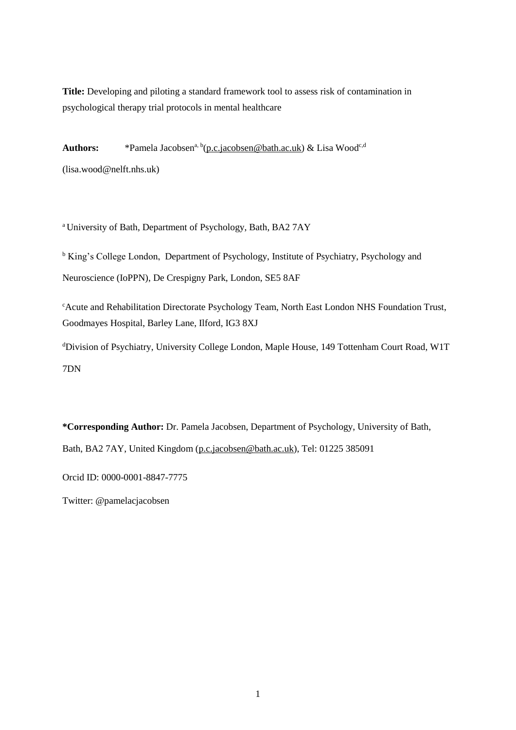**Title:** Developing and piloting a standard framework tool to assess risk of contamination in psychological therapy trial protocols in mental healthcare

**Authors:** *Pamela Jacobsen[a, b](p.c.jacobsen@bath.ac.uk) & Lisa Wood[c,d] (lisa.wood@nelft.nhs.uk)

[a] University of Bath, Department of Psychology, Bath, BA2 7AY

[b] King's College London, Department of Psychology, Institute of Psychiatry, Psychology and Neuroscience (IoPPN), De Crespigny Park, London, SE5 8AF

[c] Acute and Rehabilitation Directorate Psychology Team, North East London NHS Foundation Trust, Goodmayes Hospital, Barley Lane, Ilford, IG3 8XJ

[d] Division of Psychiatry, University College London, Maple House, 149 Tottenham Court Road, W1T 7DN

**\*Corresponding Author:** Dr. Pamela Jacobsen, Department of Psychology, University of Bath, Bath, BA2 7AY, United Kingdom (p.c.jacobsen@bath.ac.uk), Tel: 01225 385091

Orcid ID: 0000-0001-8847-7775

Twitter: @pamelacjacobsen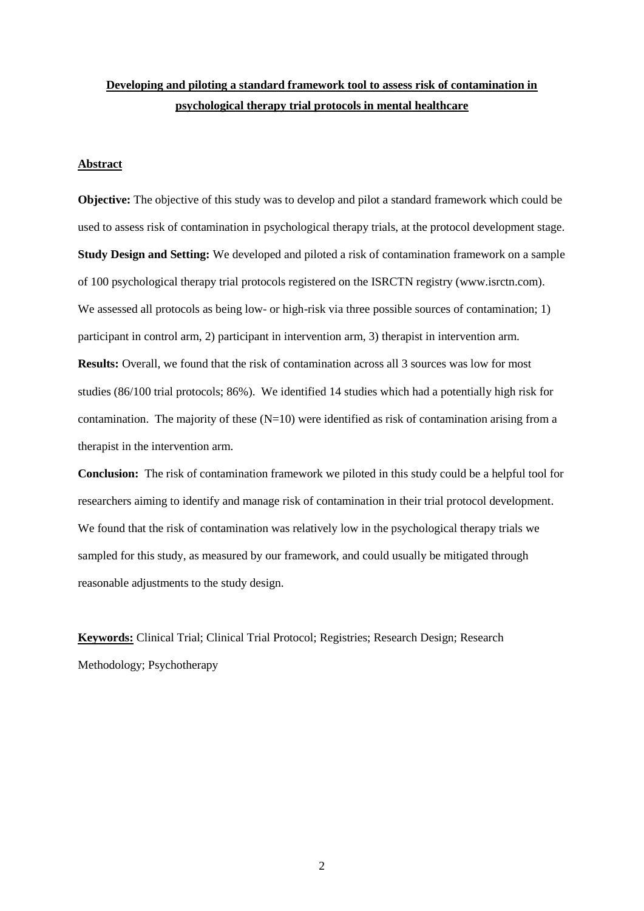# Developing and piloting a standard framework tool to assess risk of contamination in psychological therapy trial protocols in mental healthcare

## Abstract

**Objective:** The objective of this study was to develop and pilot a standard framework which could be used to assess risk of contamination in psychological therapy trials, at the protocol development stage.

**Study Design and Setting:** We developed and piloted a risk of contamination framework on a sample of 100 psychological therapy trial protocols registered on the ISRCTN registry (www.isrctn.com). We assessed all protocols as being low- or high-risk via three possible sources of contamination; 1) participant in control arm, 2) participant in intervention arm, 3) therapist in intervention arm.

**Results:** Overall, we found that the risk of contamination across all 3 sources was low for most studies (86/100 trial protocols; 86%). We identified 14 studies which had a potentially high risk for contamination. The majority of these (N=10) were identified as risk of contamination arising from a therapist in the intervention arm.

**Conclusion:** The risk of contamination framework we piloted in this study could be a helpful tool for researchers aiming to identify and manage risk of contamination in their trial protocol development. We found that the risk of contamination was relatively low in the psychological therapy trials we sampled for this study, as measured by our framework, and could usually be mitigated through reasonable adjustments to the study design.

**Keywords:** Clinical Trial; Clinical Trial Protocol; Registries; Research Design; Research Methodology; Psychotherapy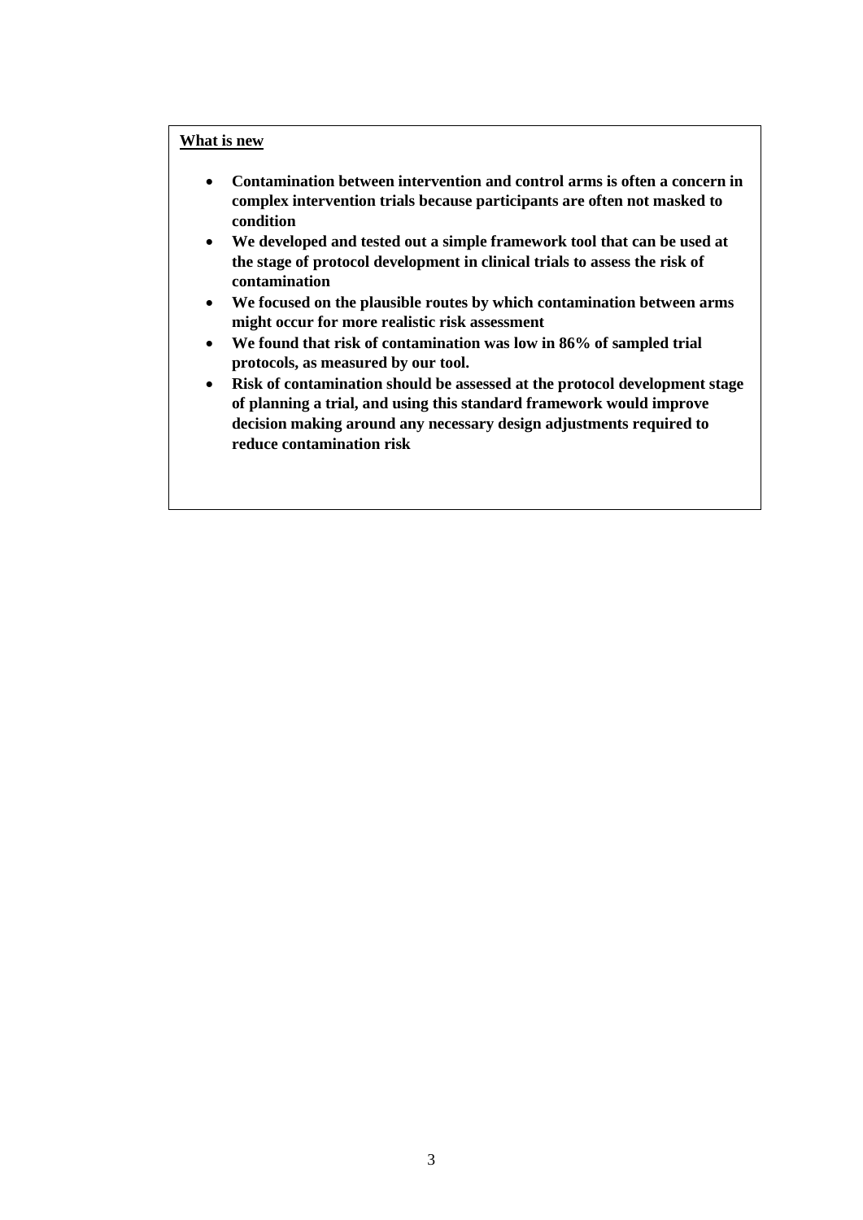**What is new**

- **Contamination between intervention and control arms is often a concern in complex intervention trials because participants are often not masked to condition**
- **We developed and tested out a simple framework tool that can be used at the stage of protocol development in clinical trials to assess the risk of contamination**
- **We focused on the plausible routes by which contamination between arms might occur for more realistic risk assessment**
- **We found that risk of contamination was low in 86% of sampled trial protocols, as measured by our tool.**
- **Risk of contamination should be assessed at the protocol development stage of planning a trial, and using this standard framework would improve decision making around any necessary design adjustments required to reduce contamination risk**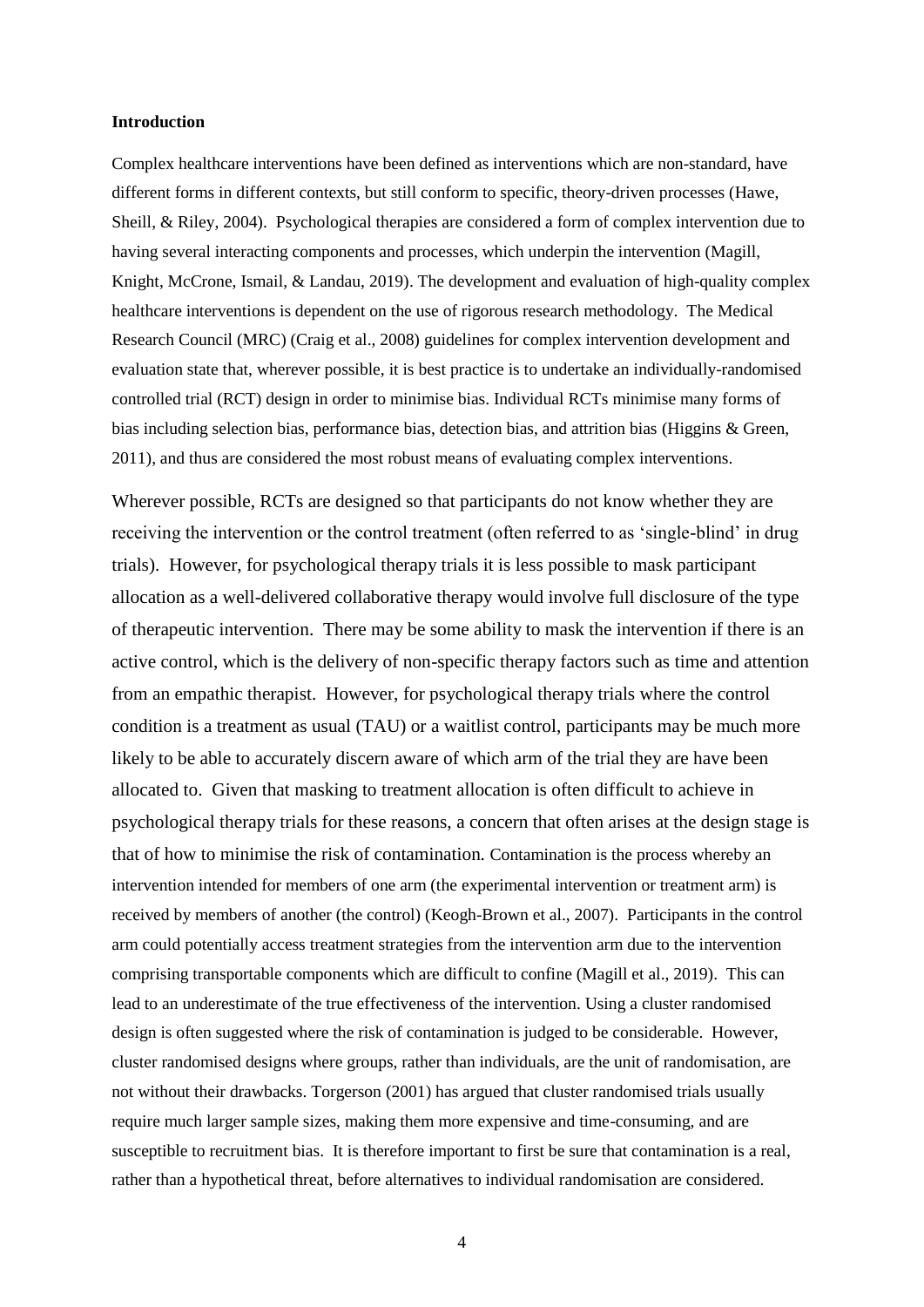**Introduction**

Complex healthcare interventions have been defined as interventions which are non-standard, have different forms in different contexts, but still conform to specific, theory-driven processes (Hawe, Sheill, & Riley, 2004). Psychological therapies are considered a form of complex intervention due to having several interacting components and processes, which underpin the intervention (Magill, Knight, McCrone, Ismail, & Landau, 2019). The development and evaluation of high-quality complex healthcare interventions is dependent on the use of rigorous research methodology. The Medical Research Council (MRC) (Craig et al., 2008) guidelines for complex intervention development and evaluation state that, wherever possible, it is best practice is to undertake an individually-randomised controlled trial (RCT) design in order to minimise bias. Individual RCTs minimise many forms of bias including selection bias, performance bias, detection bias, and attrition bias (Higgins & Green, 2011), and thus are considered the most robust means of evaluating complex interventions.

Wherever possible, RCTs are designed so that participants do not know whether they are receiving the intervention or the control treatment (often referred to as 'single-blind' in drug trials). However, for psychological therapy trials it is less possible to mask participant allocation as a well-delivered collaborative therapy would involve full disclosure of the type of therapeutic intervention. There may be some ability to mask the intervention if there is an active control, which is the delivery of non-specific therapy factors such as time and attention from an empathic therapist. However, for psychological therapy trials where the control condition is a treatment as usual (TAU) or a waitlist control, participants may be much more likely to be able to accurately discern aware of which arm of the trial they are have been allocated to. Given that masking to treatment allocation is often difficult to achieve in psychological therapy trials for these reasons, a concern that often arises at the design stage is that of how to minimise the risk of contamination. Contamination is the process whereby an intervention intended for members of one arm (the experimental intervention or treatment arm) is received by members of another (the control) (Keogh-Brown et al., 2007). Participants in the control arm could potentially access treatment strategies from the intervention arm due to the intervention comprising transportable components which are difficult to confine (Magill et al., 2019). This can lead to an underestimate of the true effectiveness of the intervention. Using a cluster randomised design is often suggested where the risk of contamination is judged to be considerable. However, cluster randomised designs where groups, rather than individuals, are the unit of randomisation, are not without their drawbacks. Torgerson (2001) has argued that cluster randomised trials usually require much larger sample sizes, making them more expensive and time-consuming, and are susceptible to recruitment bias. It is therefore important to first be sure that contamination is a real, rather than a hypothetical threat, before alternatives to individual randomisation are considered.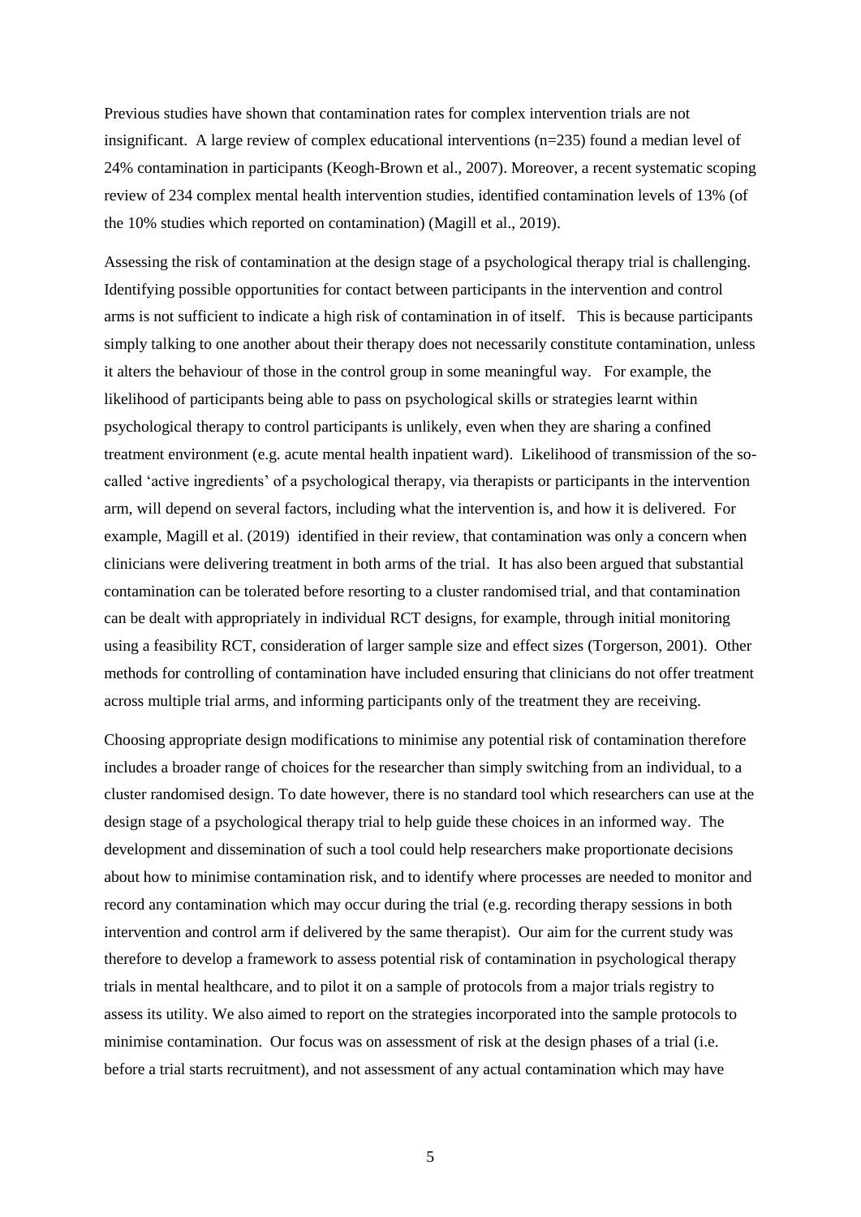Previous studies have shown that contamination rates for complex intervention trials are not insignificant. A large review of complex educational interventions (n=235) found a median level of 24% contamination in participants (Keogh-Brown et al., 2007). Moreover, a recent systematic scoping review of 234 complex mental health intervention studies, identified contamination levels of 13% (of the 10% studies which reported on contamination) (Magill et al., 2019).

Assessing the risk of contamination at the design stage of a psychological therapy trial is challenging. Identifying possible opportunities for contact between participants in the intervention and control arms is not sufficient to indicate a high risk of contamination in of itself. This is because participants simply talking to one another about their therapy does not necessarily constitute contamination, unless it alters the behaviour of those in the control group in some meaningful way. For example, the likelihood of participants being able to pass on psychological skills or strategies learnt within psychological therapy to control participants is unlikely, even when they are sharing a confined treatment environment (e.g. acute mental health inpatient ward). Likelihood of transmission of the so-called 'active ingredients' of a psychological therapy, via therapists or participants in the intervention arm, will depend on several factors, including what the intervention is, and how it is delivered. For example, Magill et al. (2019) identified in their review, that contamination was only a concern when clinicians were delivering treatment in both arms of the trial. It has also been argued that substantial contamination can be tolerated before resorting to a cluster randomised trial, and that contamination can be dealt with appropriately in individual RCT designs, for example, through initial monitoring using a feasibility RCT, consideration of larger sample size and effect sizes (Torgerson, 2001). Other methods for controlling of contamination have included ensuring that clinicians do not offer treatment across multiple trial arms, and informing participants only of the treatment they are receiving.

Choosing appropriate design modifications to minimise any potential risk of contamination therefore includes a broader range of choices for the researcher than simply switching from an individual, to a cluster randomised design. To date however, there is no standard tool which researchers can use at the design stage of a psychological therapy trial to help guide these choices in an informed way. The development and dissemination of such a tool could help researchers make proportionate decisions about how to minimise contamination risk, and to identify where processes are needed to monitor and record any contamination which may occur during the trial (e.g. recording therapy sessions in both intervention and control arm if delivered by the same therapist). Our aim for the current study was therefore to develop a framework to assess potential risk of contamination in psychological therapy trials in mental healthcare, and to pilot it on a sample of protocols from a major trials registry to assess its utility. We also aimed to report on the strategies incorporated into the sample protocols to minimise contamination. Our focus was on assessment of risk at the design phases of a trial (i.e. before a trial starts recruitment), and not assessment of any actual contamination which may have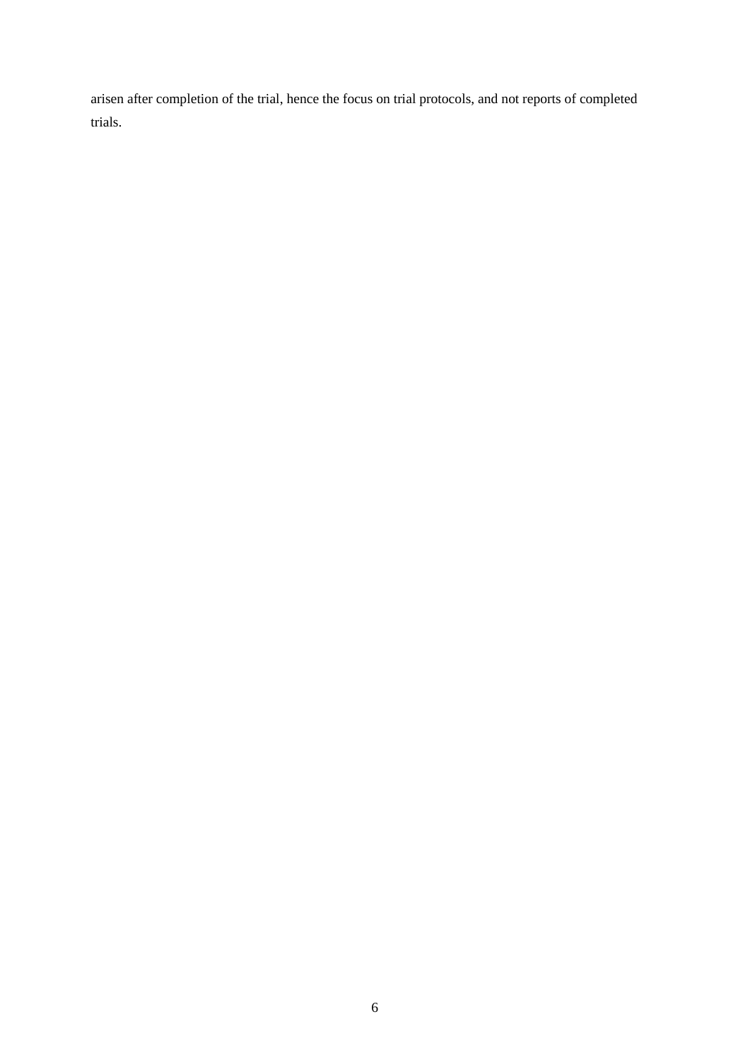arisen after completion of the trial, hence the focus on trial protocols, and not reports of completed trials.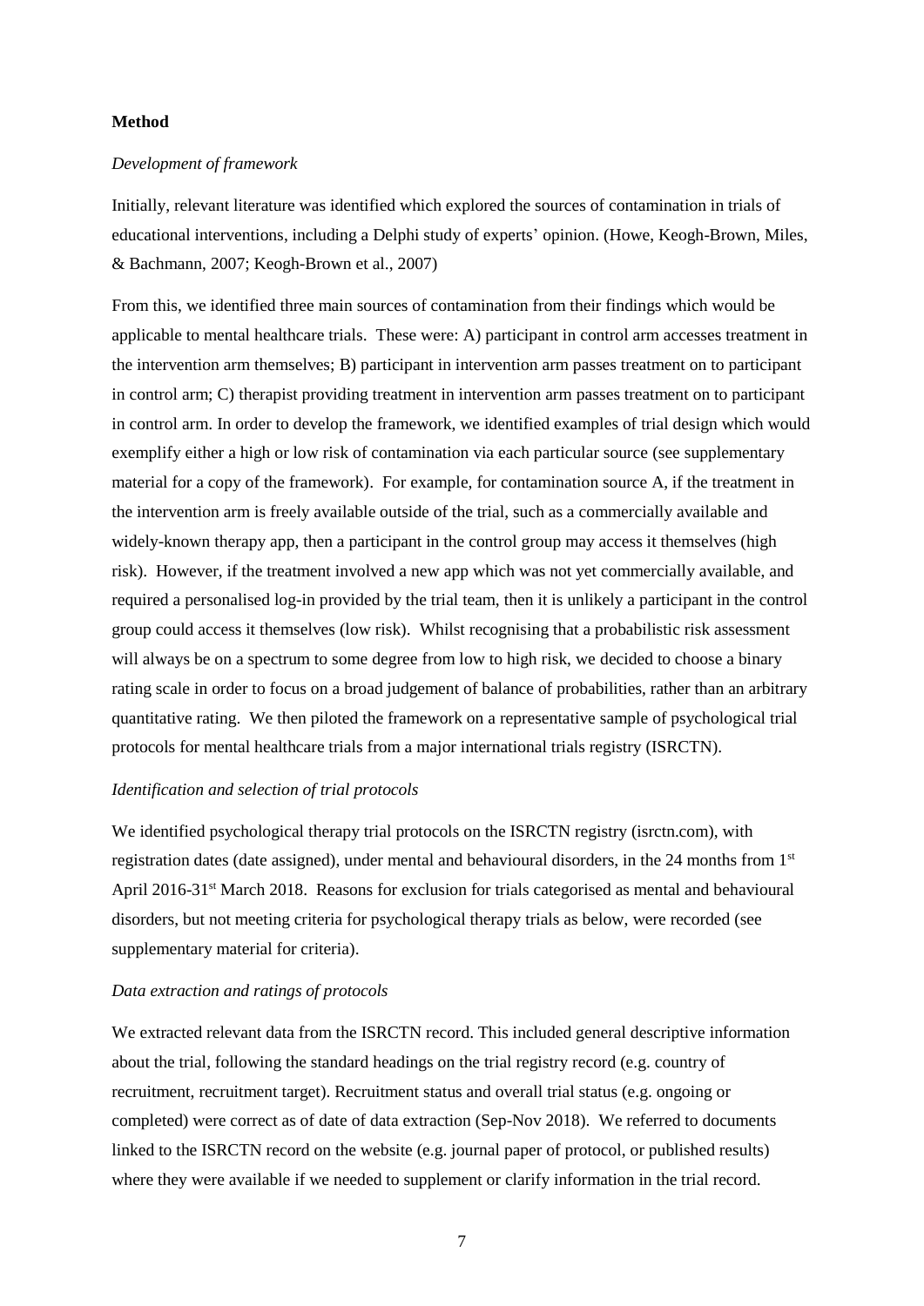**Method**

*Development of framework*

Initially, relevant literature was identified which explored the sources of contamination in trials of educational interventions, including a Delphi study of experts' opinion. (Howe, Keogh-Brown, Miles, & Bachmann, 2007; Keogh-Brown et al., 2007)

From this, we identified three main sources of contamination from their findings which would be applicable to mental healthcare trials. These were: A) participant in control arm accesses treatment in the intervention arm themselves; B) participant in intervention arm passes treatment on to participant in control arm; C) therapist providing treatment in intervention arm passes treatment on to participant in control arm. In order to develop the framework, we identified examples of trial design which would exemplify either a high or low risk of contamination via each particular source (see supplementary material for a copy of the framework). For example, for contamination source A, if the treatment in the intervention arm is freely available outside of the trial, such as a commercially available and widely-known therapy app, then a participant in the control group may access it themselves (high risk). However, if the treatment involved a new app which was not yet commercially available, and required a personalised log-in provided by the trial team, then it is unlikely a participant in the control group could access it themselves (low risk). Whilst recognising that a probabilistic risk assessment will always be on a spectrum to some degree from low to high risk, we decided to choose a binary rating scale in order to focus on a broad judgement of balance of probabilities, rather than an arbitrary quantitative rating. We then piloted the framework on a representative sample of psychological trial protocols for mental healthcare trials from a major international trials registry (ISRCTN).

*Identification and selection of trial protocols*

We identified psychological therapy trial protocols on the ISRCTN registry (isrctn.com), with registration dates (date assigned), under mental and behavioural disorders, in the 24 months from 1st April 2016-31st March 2018. Reasons for exclusion for trials categorised as mental and behavioural disorders, but not meeting criteria for psychological therapy trials as below, were recorded (see supplementary material for criteria).

*Data extraction and ratings of protocols*

We extracted relevant data from the ISRCTN record. This included general descriptive information about the trial, following the standard headings on the trial registry record (e.g. country of recruitment, recruitment target). Recruitment status and overall trial status (e.g. ongoing or completed) were correct as of date of data extraction (Sep-Nov 2018). We referred to documents linked to the ISRCTN record on the website (e.g. journal paper of protocol, or published results) where they were available if we needed to supplement or clarify information in the trial record.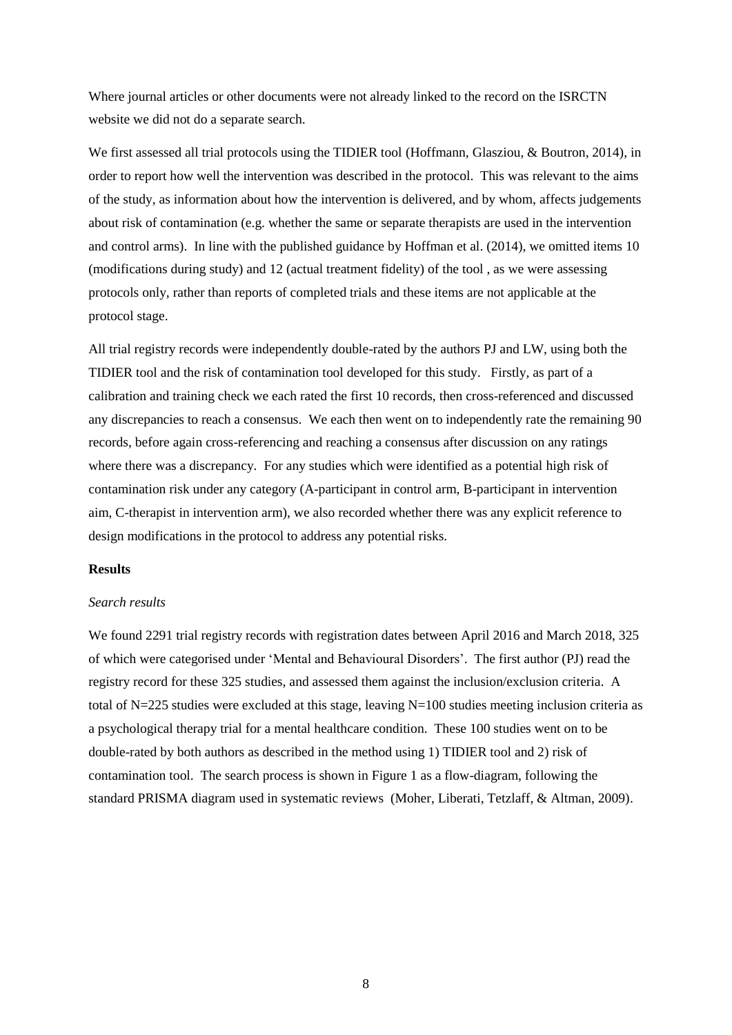Where journal articles or other documents were not already linked to the record on the ISRCTN website we did not do a separate search.

We first assessed all trial protocols using the TIDIER tool (Hoffmann, Glasziou, & Boutron, 2014), in order to report how well the intervention was described in the protocol. This was relevant to the aims of the study, as information about how the intervention is delivered, and by whom, affects judgements about risk of contamination (e.g. whether the same or separate therapists are used in the intervention and control arms). In line with the published guidance by Hoffman et al. (2014), we omitted items 10 (modifications during study) and 12 (actual treatment fidelity) of the tool , as we were assessing protocols only, rather than reports of completed trials and these items are not applicable at the protocol stage.

All trial registry records were independently double-rated by the authors PJ and LW, using both the TIDIER tool and the risk of contamination tool developed for this study. Firstly, as part of a calibration and training check we each rated the first 10 records, then cross-referenced and discussed any discrepancies to reach a consensus. We each then went on to independently rate the remaining 90 records, before again cross-referencing and reaching a consensus after discussion on any ratings where there was a discrepancy. For any studies which were identified as a potential high risk of contamination risk under any category (A-participant in control arm, B-participant in intervention aim, C-therapist in intervention arm), we also recorded whether there was any explicit reference to design modifications in the protocol to address any potential risks.

## Results

### *Search results*

We found 2291 trial registry records with registration dates between April 2016 and March 2018, 325 of which were categorised under 'Mental and Behavioural Disorders'. The first author (PJ) read the registry record for these 325 studies, and assessed them against the inclusion/exclusion criteria. A total of N=225 studies were excluded at this stage, leaving N=100 studies meeting inclusion criteria as a psychological therapy trial for a mental healthcare condition. These 100 studies went on to be double-rated by both authors as described in the method using 1) TIDIER tool and 2) risk of contamination tool. The search process is shown in Figure 1 as a flow-diagram, following the standard PRISMA diagram used in systematic reviews (Moher, Liberati, Tetzlaff, & Altman, 2009).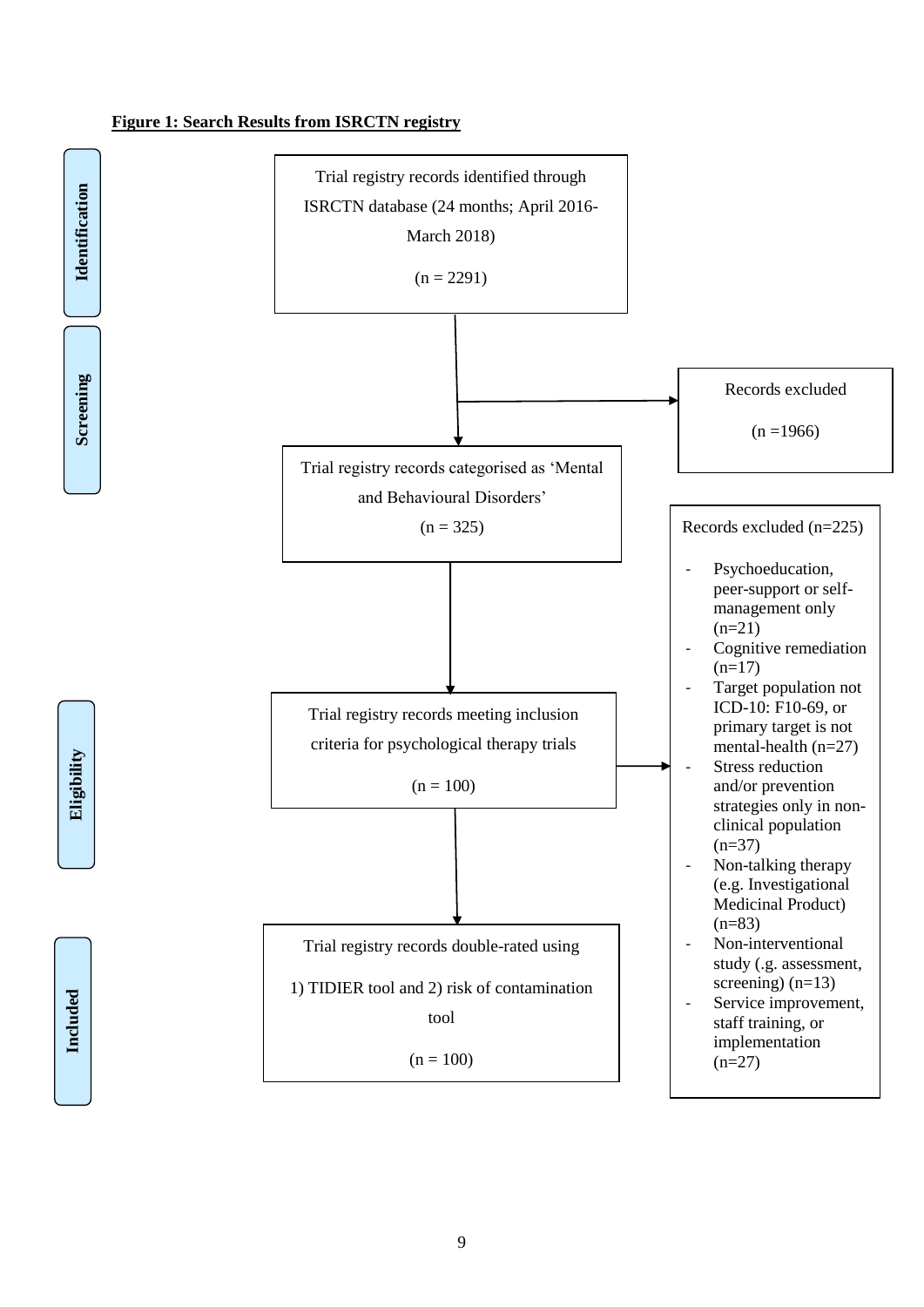**Figure 1: Search Results from ISRCTN registry**

**Identification**

Trial registry records identified through ISRCTN database (24 months; April 2016-March 2018)

(n = 2291)

**Screening**

Records excluded

(n =1966)

Trial registry records categorised as 'Mental and Behavioural Disorders'

(n = 325)

**Eligibility**

Trial registry records meeting inclusion criteria for psychological therapy trials

(n = 100)

Records excluded (n=225)

- Psychoeducation, peer-support or self-management only (n=21)
- Cognitive remediation (n=17)
- Target population not ICD-10: F10-69, or primary target is not mental-health (n=27)
- Stress reduction and/or prevention strategies only in non-clinical population (n=37)
- Non-talking therapy (e.g. Investigational Medicinal Product) (n=83)
- Non-interventional study (.g. assessment, screening) (n=13)
- Service improvement, staff training, or implementation (n=27)

**Included**

Trial registry records double-rated using

1) TIDIER tool and 2) risk of contamination tool

(n = 100)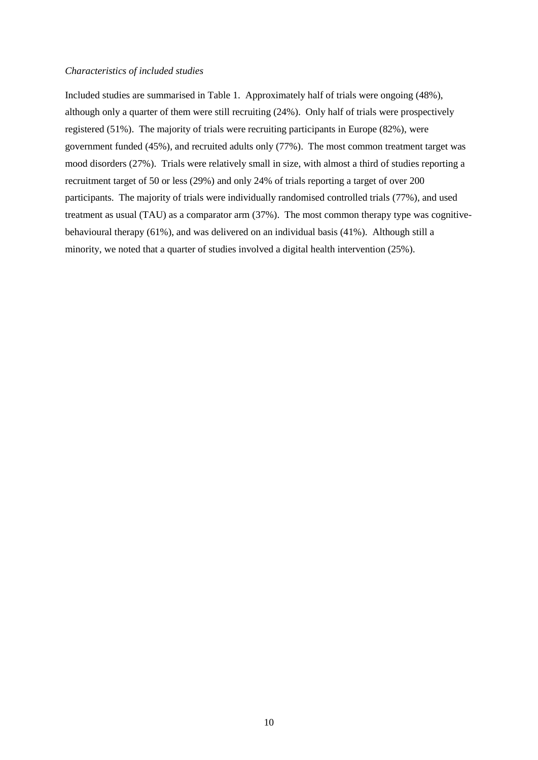*Characteristics of included studies*

Included studies are summarised in Table 1. Approximately half of trials were ongoing (48%), although only a quarter of them were still recruiting (24%). Only half of trials were prospectively registered (51%). The majority of trials were recruiting participants in Europe (82%), were government funded (45%), and recruited adults only (77%). The most common treatment target was mood disorders (27%). Trials were relatively small in size, with almost a third of studies reporting a recruitment target of 50 or less (29%) and only 24% of trials reporting a target of over 200 participants. The majority of trials were individually randomised controlled trials (77%), and used treatment as usual (TAU) as a comparator arm (37%). The most common therapy type was cognitive-behavioural therapy (61%), and was delivered on an individual basis (41%). Although still a minority, we noted that a quarter of studies involved a digital health intervention (25%).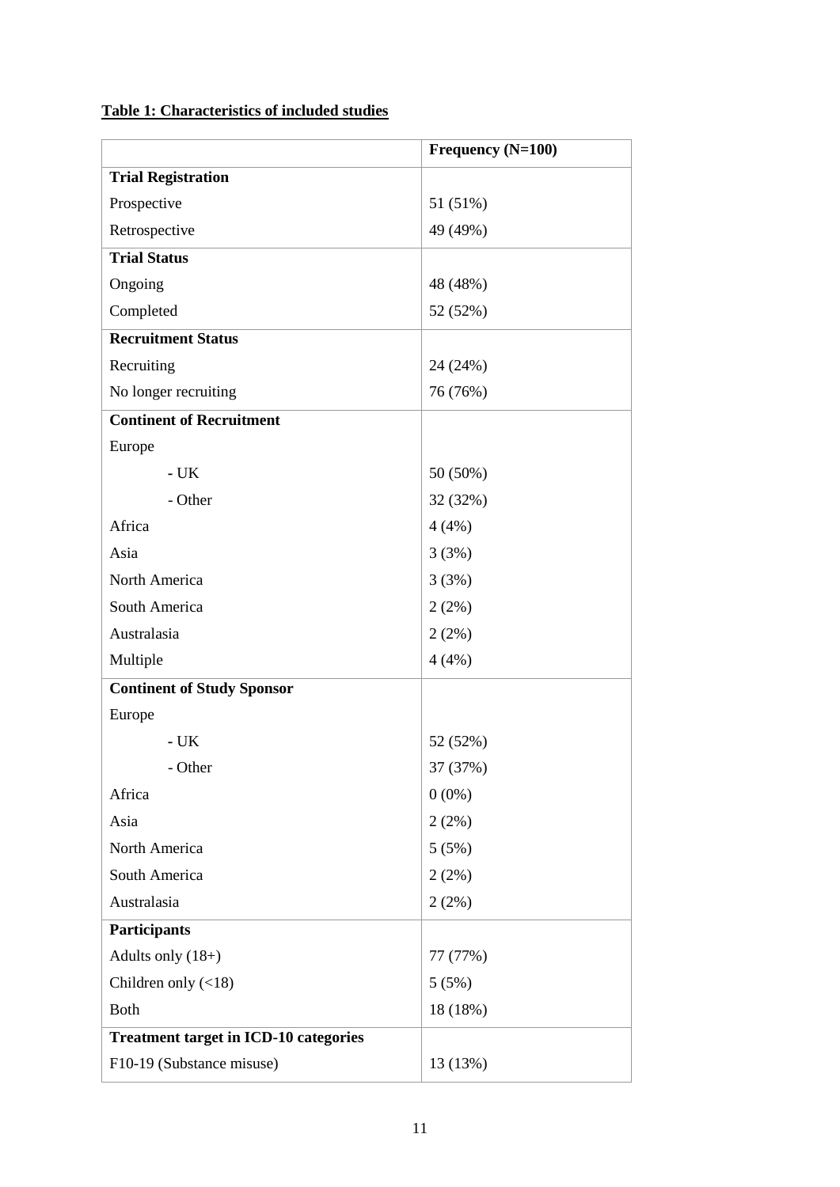**Table 1: Characteristics of included studies**

| | **Frequency (N=100)** |
|---|---|
| **Trial Registration** | |
| Prospective | 51 (51%) |
| Retrospective | 49 (49%) |
| **Trial Status** | |
| Ongoing | 48 (48%) |
| Completed | 52 (52%) |
| **Recruitment Status** | |
| Recruiting | 24 (24%) |
| No longer recruiting | 76 (76%) |
| **Continent of Recruitment** | |
| Europe | |
| - UK | 50 (50%) |
| - Other | 32 (32%) |
| Africa | 4 (4%) |
| Asia | 3 (3%) |
| North America | 3 (3%) |
| South America | 2 (2%) |
| Australasia | 2 (2%) |
| Multiple | 4 (4%) |
| **Continent of Study Sponsor** | |
| Europe | |
| - UK | 52 (52%) |
| - Other | 37 (37%) |
| Africa | 0 (0%) |
| Asia | 2 (2%) |
| North America | 5 (5%) |
| South America | 2 (2%) |
| Australasia | 2 (2%) |
| **Participants** | |
| Adults only (18+) | 77 (77%) |
| Children only (<18) | 5 (5%) |
| Both | 18 (18%) |
| **Treatment target in ICD-10 categories** | |
| F10-19 (Substance misuse) | 13 (13%) |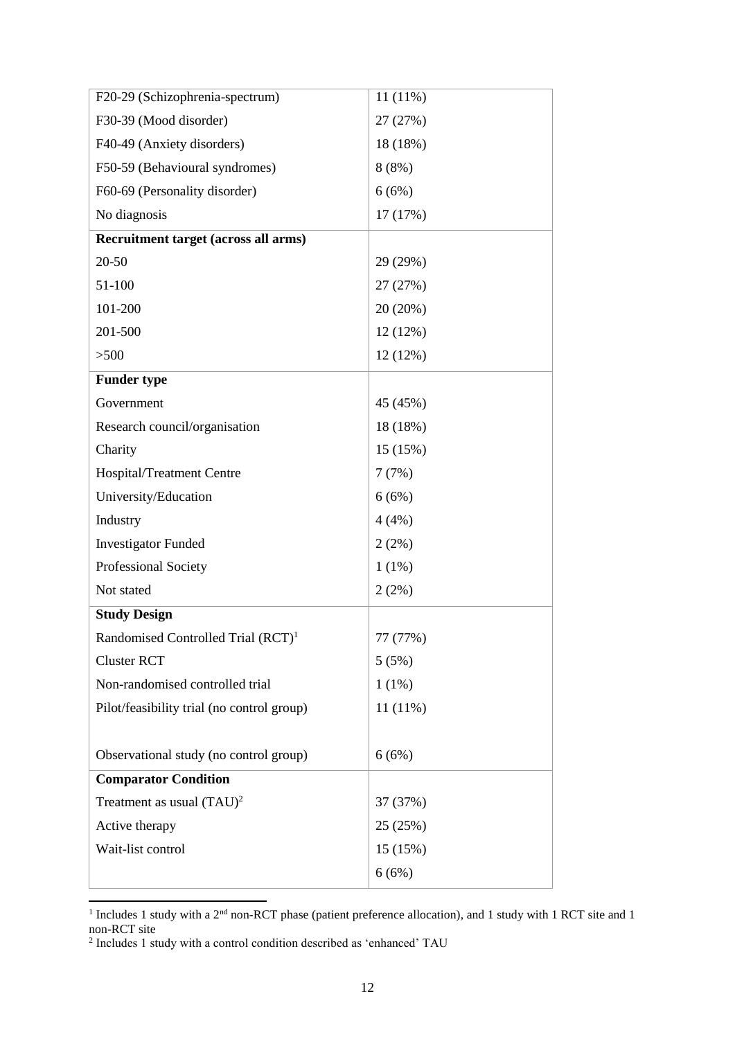| | |
|---|---|
| F20-29 (Schizophrenia-spectrum) | 11 (11%) |
| F30-39 (Mood disorder) | 27 (27%) |
| F40-49 (Anxiety disorders) | 18 (18%) |
| F50-59 (Behavioural syndromes) | 8 (8%) |
| F60-69 (Personality disorder) | 6 (6%) |
| No diagnosis | 17 (17%) |
| **Recruitment target (across all arms)** | |
| 20-50 | 29 (29%) |
| 51-100 | 27 (27%) |
| 101-200 | 20 (20%) |
| 201-500 | 12 (12%) |
| >500 | 12 (12%) |
| **Funder type** | |
| Government | 45 (45%) |
| Research council/organisation | 18 (18%) |
| Charity | 15 (15%) |
| Hospital/Treatment Centre | 7 (7%) |
| University/Education | 6 (6%) |
| Industry | 4 (4%) |
| Investigator Funded | 2 (2%) |
| Professional Society | 1 (1%) |
| Not stated | 2 (2%) |
| **Study Design** | |
| Randomised Controlled Trial (RCT)[1] | 77 (77%) |
| Cluster RCT | 5 (5%) |
| Non-randomised controlled trial | 1 (1%) |
| Pilot/feasibility trial (no control group) | 11 (11%) |
| Observational study (no control group) | 6 (6%) |
| **Comparator Condition** | |
| Treatment as usual (TAU)[2] | 37 (37%) |
| Active therapy | 25 (25%) |
| Wait-list control | 15 (15%) |
| | 6 (6%) |

[1] Includes 1 study with a 2nd non-RCT phase (patient preference allocation), and 1 study with 1 RCT site and 1 non-RCT site

[2] Includes 1 study with a control condition described as 'enhanced' TAU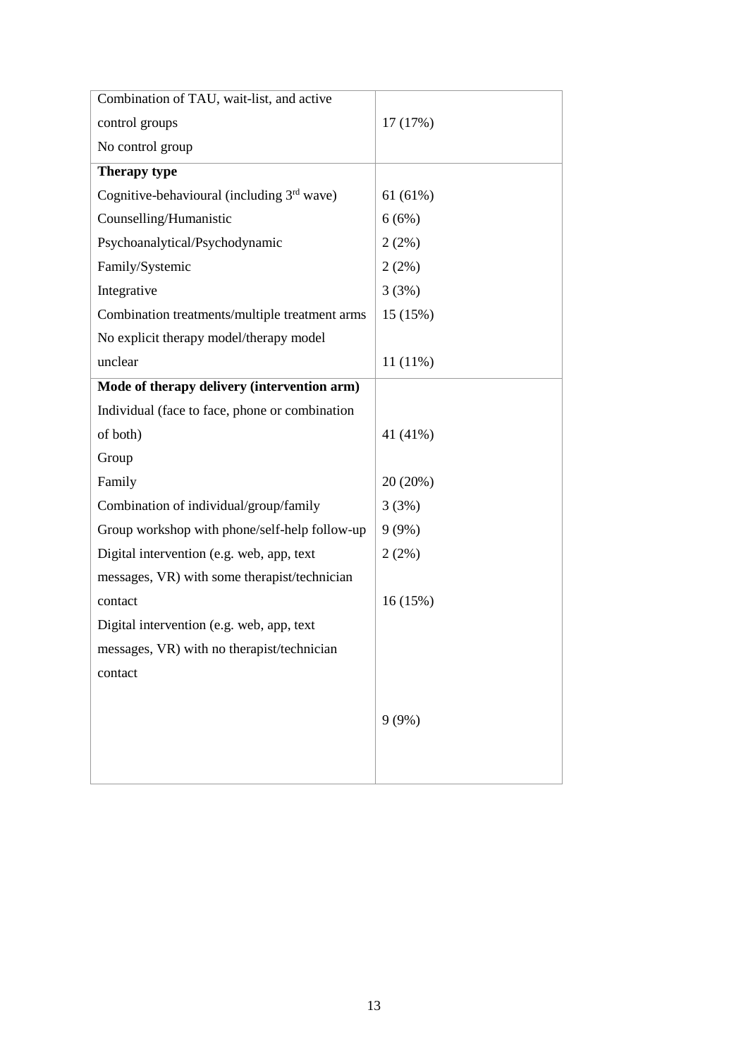| | |
|---|---|
| Combination of TAU, wait-list, and active control groups | 17 (17%) |
| No control group | |
| **Therapy type** | |
| Cognitive-behavioural (including 3rd wave) | 61 (61%) |
| Counselling/Humanistic | 6 (6%) |
| Psychoanalytical/Psychodynamic | 2 (2%) |
| Family/Systemic | 2 (2%) |
| Integrative | 3 (3%) |
| Combination treatments/multiple treatment arms | 15 (15%) |
| No explicit therapy model/therapy model unclear | 11 (11%) |
| **Mode of therapy delivery (intervention arm)** | |
| Individual (face to face, phone or combination of both) | 41 (41%) |
| Group | |
| Family | 20 (20%) |
| Combination of individual/group/family | 3 (3%) |
| Group workshop with phone/self-help follow-up | 9 (9%) |
| Digital intervention (e.g. web, app, text messages, VR) with some therapist/technician contact | 2 (2%)<br>16 (15%) |
| Digital intervention (e.g. web, app, text messages, VR) with no therapist/technician contact | 9 (9%) |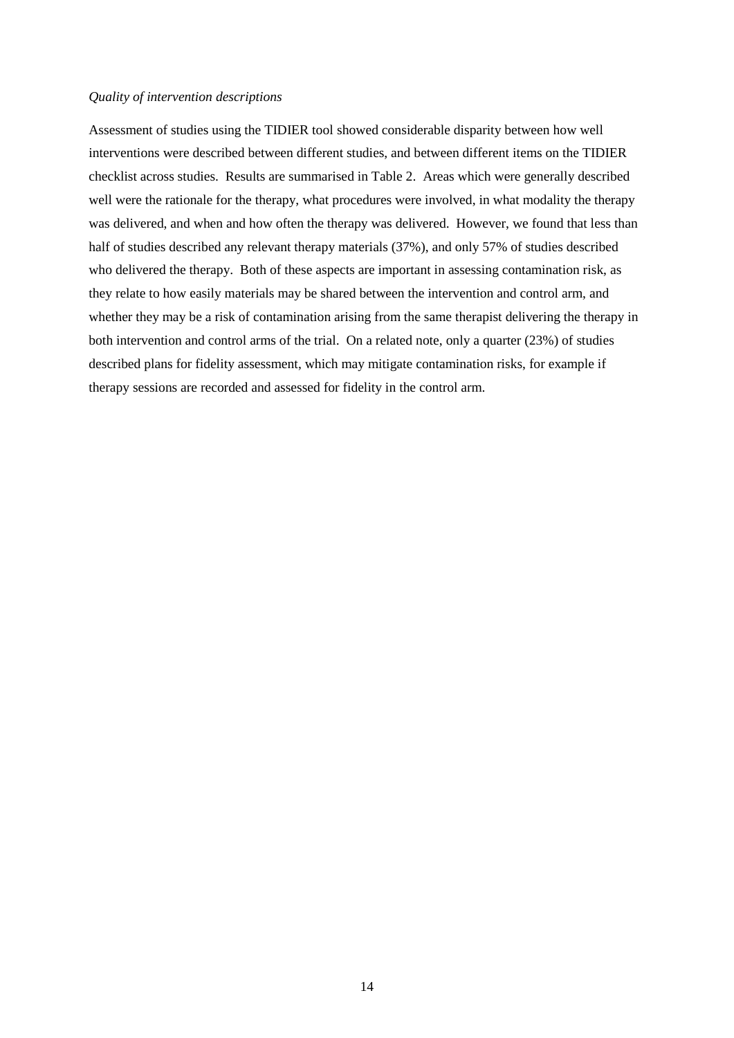*Quality of intervention descriptions*

Assessment of studies using the TIDIER tool showed considerable disparity between how well interventions were described between different studies, and between different items on the TIDIER checklist across studies. Results are summarised in Table 2. Areas which were generally described well were the rationale for the therapy, what procedures were involved, in what modality the therapy was delivered, and when and how often the therapy was delivered. However, we found that less than half of studies described any relevant therapy materials (37%), and only 57% of studies described who delivered the therapy. Both of these aspects are important in assessing contamination risk, as they relate to how easily materials may be shared between the intervention and control arm, and whether they may be a risk of contamination arising from the same therapist delivering the therapy in both intervention and control arms of the trial. On a related note, only a quarter (23%) of studies described plans for fidelity assessment, which may mitigate contamination risks, for example if therapy sessions are recorded and assessed for fidelity in the control arm.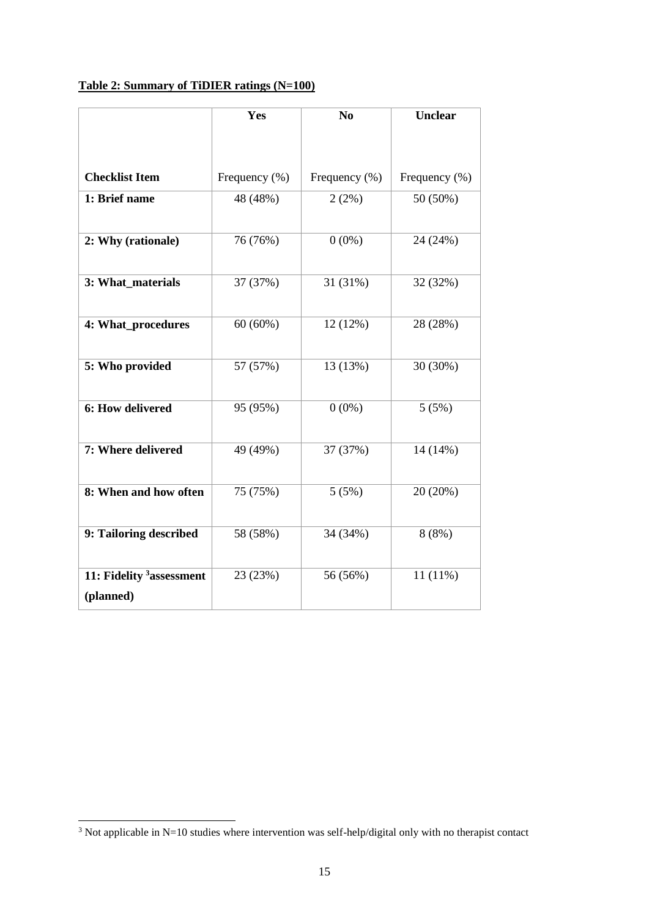**Table 2: Summary of TiDIER ratings (N=100)**

| | Yes | No | Unclear |
|---|---|---|---|
| **Checklist Item** | Frequency (%) | Frequency (%) | Frequency (%) |
| **1: Brief name** | 48 (48%) | 2 (2%) | 50 (50%) |
| **2: Why (rationale)** | 76 (76%) | 0 (0%) | 24 (24%) |
| **3: What_materials** | 37 (37%) | 31 (31%) | 32 (32%) |
| **4: What_procedures** | 60 (60%) | 12 (12%) | 28 (28%) |
| **5: Who provided** | 57 (57%) | 13 (13%) | 30 (30%) |
| **6: How delivered** | 95 (95%) | 0 (0%) | 5 (5%) |
| **7: Where delivered** | 49 (49%) | 37 (37%) | 14 (14%) |
| **8: When and how often** | 75 (75%) | 5 (5%) | 20 (20%) |
| **9: Tailoring described** | 58 (58%) | 34 (34%) | 8 (8%) |
| **11: Fidelity [3]assessment (planned)** | 23 (23%) | 56 (56%) | 11 (11%) |

[3] Not applicable in N=10 studies where intervention was self-help/digital only with no therapist contact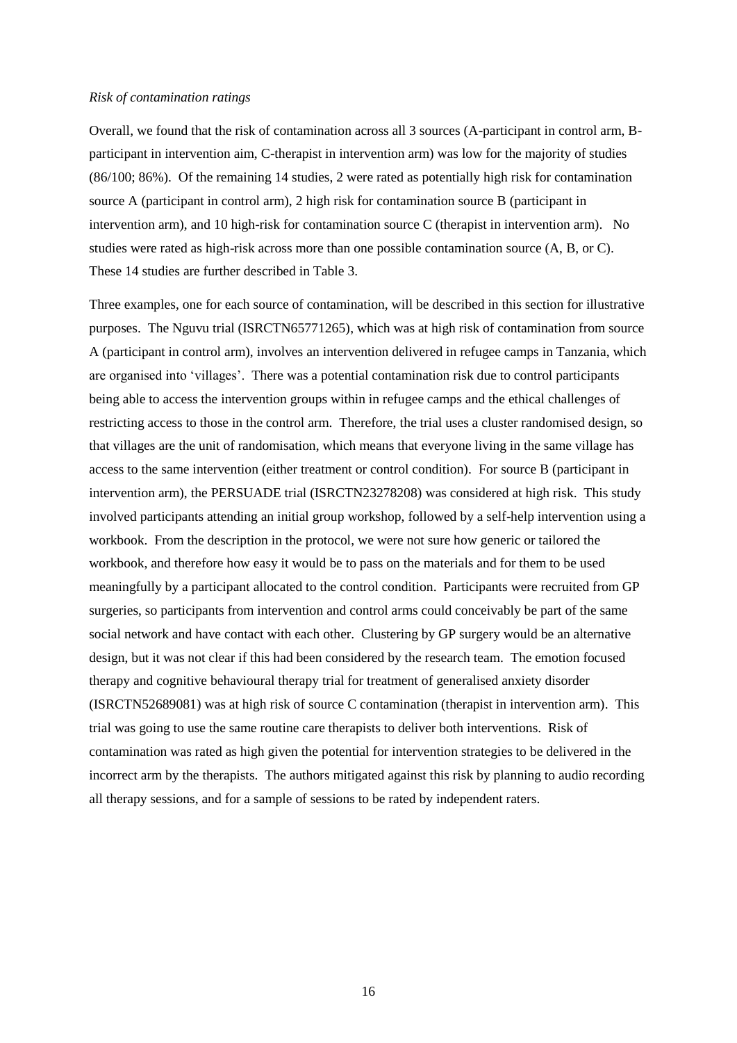*Risk of contamination ratings*

Overall, we found that the risk of contamination across all 3 sources (A-participant in control arm, B-participant in intervention aim, C-therapist in intervention arm) was low for the majority of studies (86/100; 86%). Of the remaining 14 studies, 2 were rated as potentially high risk for contamination source A (participant in control arm), 2 high risk for contamination source B (participant in intervention arm), and 10 high-risk for contamination source C (therapist in intervention arm). No studies were rated as high-risk across more than one possible contamination source (A, B, or C). These 14 studies are further described in Table 3.

Three examples, one for each source of contamination, will be described in this section for illustrative purposes. The Nguvu trial (ISRCTN65771265), which was at high risk of contamination from source A (participant in control arm), involves an intervention delivered in refugee camps in Tanzania, which are organised into 'villages'. There was a potential contamination risk due to control participants being able to access the intervention groups within in refugee camps and the ethical challenges of restricting access to those in the control arm. Therefore, the trial uses a cluster randomised design, so that villages are the unit of randomisation, which means that everyone living in the same village has access to the same intervention (either treatment or control condition). For source B (participant in intervention arm), the PERSUADE trial (ISRCTN23278208) was considered at high risk. This study involved participants attending an initial group workshop, followed by a self-help intervention using a workbook. From the description in the protocol, we were not sure how generic or tailored the workbook, and therefore how easy it would be to pass on the materials and for them to be used meaningfully by a participant allocated to the control condition. Participants were recruited from GP surgeries, so participants from intervention and control arms could conceivably be part of the same social network and have contact with each other. Clustering by GP surgery would be an alternative design, but it was not clear if this had been considered by the research team. The emotion focused therapy and cognitive behavioural therapy trial for treatment of generalised anxiety disorder (ISRCTN52689081) was at high risk of source C contamination (therapist in intervention arm). This trial was going to use the same routine care therapists to deliver both interventions. Risk of contamination was rated as high given the potential for intervention strategies to be delivered in the incorrect arm by the therapists. The authors mitigated against this risk by planning to audio recording all therapy sessions, and for a sample of sessions to be rated by independent raters.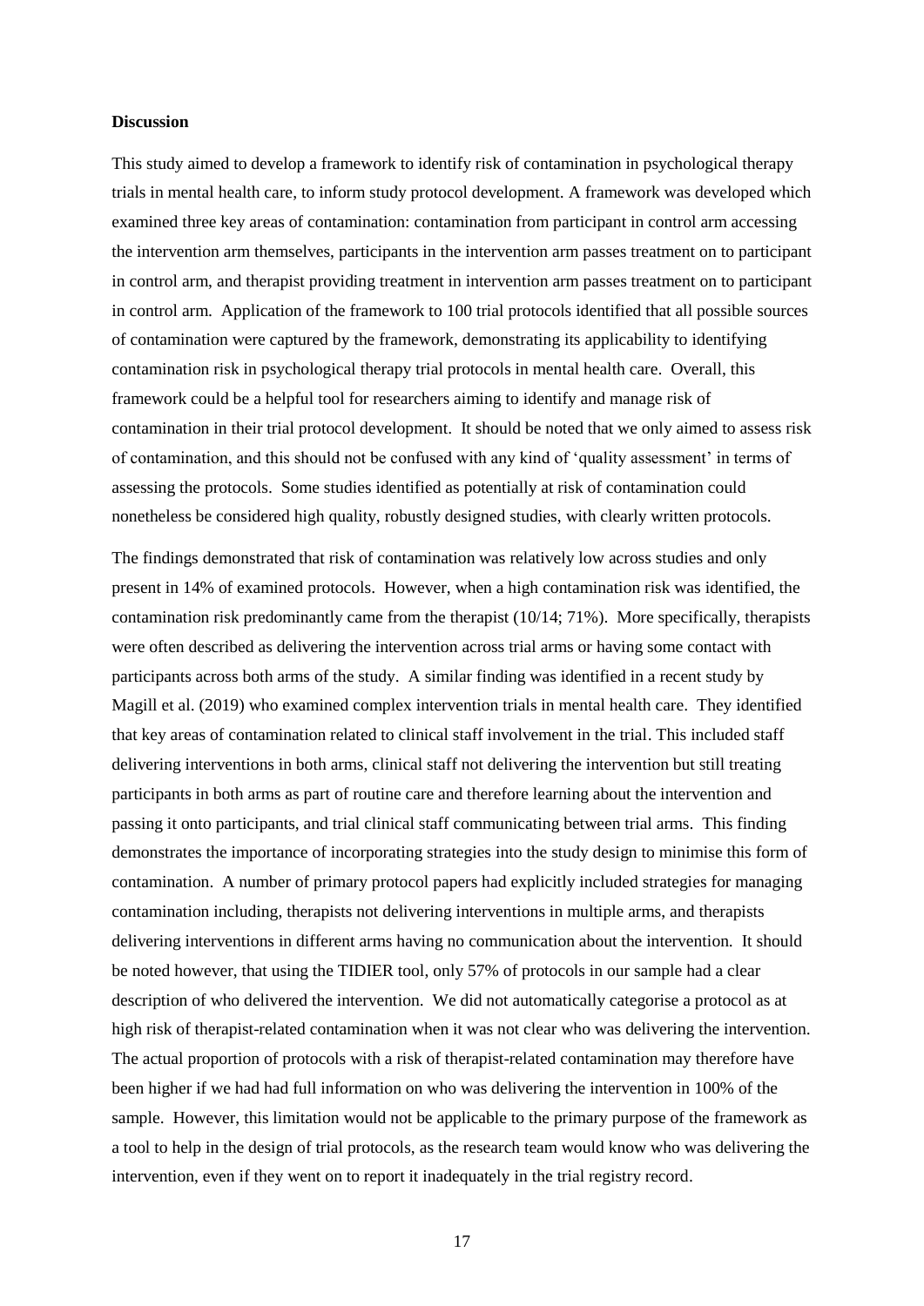**Discussion**

This study aimed to develop a framework to identify risk of contamination in psychological therapy trials in mental health care, to inform study protocol development. A framework was developed which examined three key areas of contamination: contamination from participant in control arm accessing the intervention arm themselves, participants in the intervention arm passes treatment on to participant in control arm, and therapist providing treatment in intervention arm passes treatment on to participant in control arm. Application of the framework to 100 trial protocols identified that all possible sources of contamination were captured by the framework, demonstrating its applicability to identifying contamination risk in psychological therapy trial protocols in mental health care. Overall, this framework could be a helpful tool for researchers aiming to identify and manage risk of contamination in their trial protocol development. It should be noted that we only aimed to assess risk of contamination, and this should not be confused with any kind of 'quality assessment' in terms of assessing the protocols. Some studies identified as potentially at risk of contamination could nonetheless be considered high quality, robustly designed studies, with clearly written protocols.

The findings demonstrated that risk of contamination was relatively low across studies and only present in 14% of examined protocols. However, when a high contamination risk was identified, the contamination risk predominantly came from the therapist (10/14; 71%). More specifically, therapists were often described as delivering the intervention across trial arms or having some contact with participants across both arms of the study. A similar finding was identified in a recent study by Magill et al. (2019) who examined complex intervention trials in mental health care. They identified that key areas of contamination related to clinical staff involvement in the trial. This included staff delivering interventions in both arms, clinical staff not delivering the intervention but still treating participants in both arms as part of routine care and therefore learning about the intervention and passing it onto participants, and trial clinical staff communicating between trial arms. This finding demonstrates the importance of incorporating strategies into the study design to minimise this form of contamination. A number of primary protocol papers had explicitly included strategies for managing contamination including, therapists not delivering interventions in multiple arms, and therapists delivering interventions in different arms having no communication about the intervention. It should be noted however, that using the TIDIER tool, only 57% of protocols in our sample had a clear description of who delivered the intervention. We did not automatically categorise a protocol as at high risk of therapist-related contamination when it was not clear who was delivering the intervention. The actual proportion of protocols with a risk of therapist-related contamination may therefore have been higher if we had had full information on who was delivering the intervention in 100% of the sample. However, this limitation would not be applicable to the primary purpose of the framework as a tool to help in the design of trial protocols, as the research team would know who was delivering the intervention, even if they went on to report it inadequately in the trial registry record.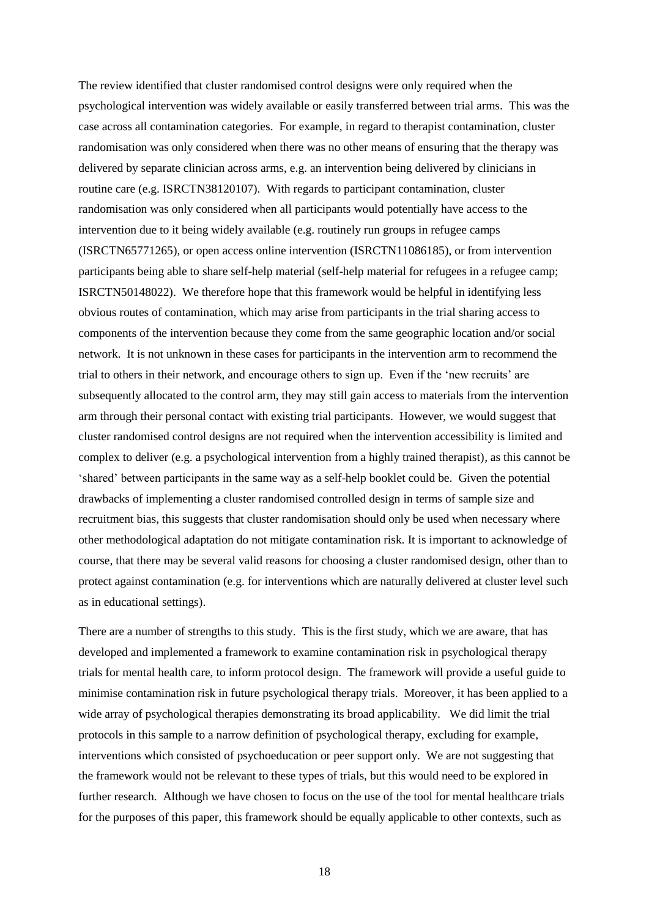The review identified that cluster randomised control designs were only required when the psychological intervention was widely available or easily transferred between trial arms. This was the case across all contamination categories. For example, in regard to therapist contamination, cluster randomisation was only considered when there was no other means of ensuring that the therapy was delivered by separate clinician across arms, e.g. an intervention being delivered by clinicians in routine care (e.g. ISRCTN38120107). With regards to participant contamination, cluster randomisation was only considered when all participants would potentially have access to the intervention due to it being widely available (e.g. routinely run groups in refugee camps (ISRCTN65771265), or open access online intervention (ISRCTN11086185), or from intervention participants being able to share self-help material (self-help material for refugees in a refugee camp; ISRCTN50148022). We therefore hope that this framework would be helpful in identifying less obvious routes of contamination, which may arise from participants in the trial sharing access to components of the intervention because they come from the same geographic location and/or social network. It is not unknown in these cases for participants in the intervention arm to recommend the trial to others in their network, and encourage others to sign up. Even if the 'new recruits' are subsequently allocated to the control arm, they may still gain access to materials from the intervention arm through their personal contact with existing trial participants. However, we would suggest that cluster randomised control designs are not required when the intervention accessibility is limited and complex to deliver (e.g. a psychological intervention from a highly trained therapist), as this cannot be 'shared' between participants in the same way as a self-help booklet could be. Given the potential drawbacks of implementing a cluster randomised controlled design in terms of sample size and recruitment bias, this suggests that cluster randomisation should only be used when necessary where other methodological adaptation do not mitigate contamination risk. It is important to acknowledge of course, that there may be several valid reasons for choosing a cluster randomised design, other than to protect against contamination (e.g. for interventions which are naturally delivered at cluster level such as in educational settings).

There are a number of strengths to this study. This is the first study, which we are aware, that has developed and implemented a framework to examine contamination risk in psychological therapy trials for mental health care, to inform protocol design. The framework will provide a useful guide to minimise contamination risk in future psychological therapy trials. Moreover, it has been applied to a wide array of psychological therapies demonstrating its broad applicability. We did limit the trial protocols in this sample to a narrow definition of psychological therapy, excluding for example, interventions which consisted of psychoeducation or peer support only. We are not suggesting that the framework would not be relevant to these types of trials, but this would need to be explored in further research. Although we have chosen to focus on the use of the tool for mental healthcare trials for the purposes of this paper, this framework should be equally applicable to other contexts, such as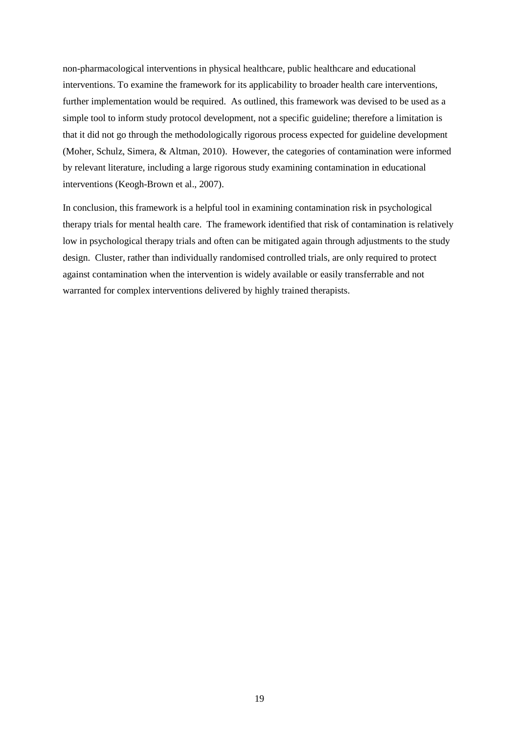non-pharmacological interventions in physical healthcare, public healthcare and educational interventions. To examine the framework for its applicability to broader health care interventions, further implementation would be required. As outlined, this framework was devised to be used as a simple tool to inform study protocol development, not a specific guideline; therefore a limitation is that it did not go through the methodologically rigorous process expected for guideline development (Moher, Schulz, Simera, & Altman, 2010). However, the categories of contamination were informed by relevant literature, including a large rigorous study examining contamination in educational interventions (Keogh-Brown et al., 2007).

In conclusion, this framework is a helpful tool in examining contamination risk in psychological therapy trials for mental health care. The framework identified that risk of contamination is relatively low in psychological therapy trials and often can be mitigated again through adjustments to the study design. Cluster, rather than individually randomised controlled trials, are only required to protect against contamination when the intervention is widely available or easily transferrable and not warranted for complex interventions delivered by highly trained therapists.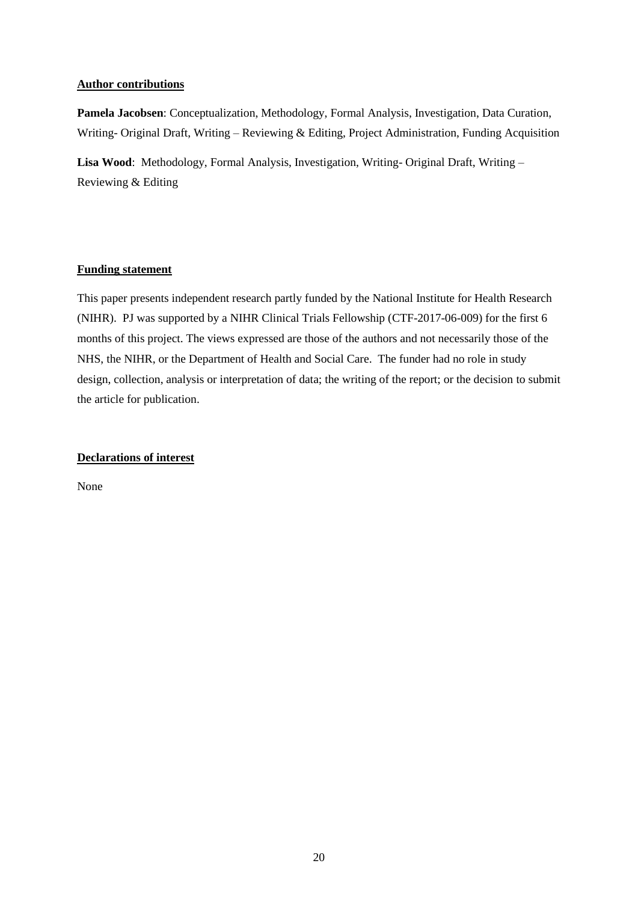## Author contributions

**Pamela Jacobsen**: Conceptualization, Methodology, Formal Analysis, Investigation, Data Curation, Writing- Original Draft, Writing – Reviewing & Editing, Project Administration, Funding Acquisition

**Lisa Wood**: Methodology, Formal Analysis, Investigation, Writing- Original Draft, Writing – Reviewing & Editing

## Funding statement

This paper presents independent research partly funded by the National Institute for Health Research (NIHR). PJ was supported by a NIHR Clinical Trials Fellowship (CTF-2017-06-009) for the first 6 months of this project. The views expressed are those of the authors and not necessarily those of the NHS, the NIHR, or the Department of Health and Social Care. The funder had no role in study design, collection, analysis or interpretation of data; the writing of the report; or the decision to submit the article for publication.

## Declarations of interest

None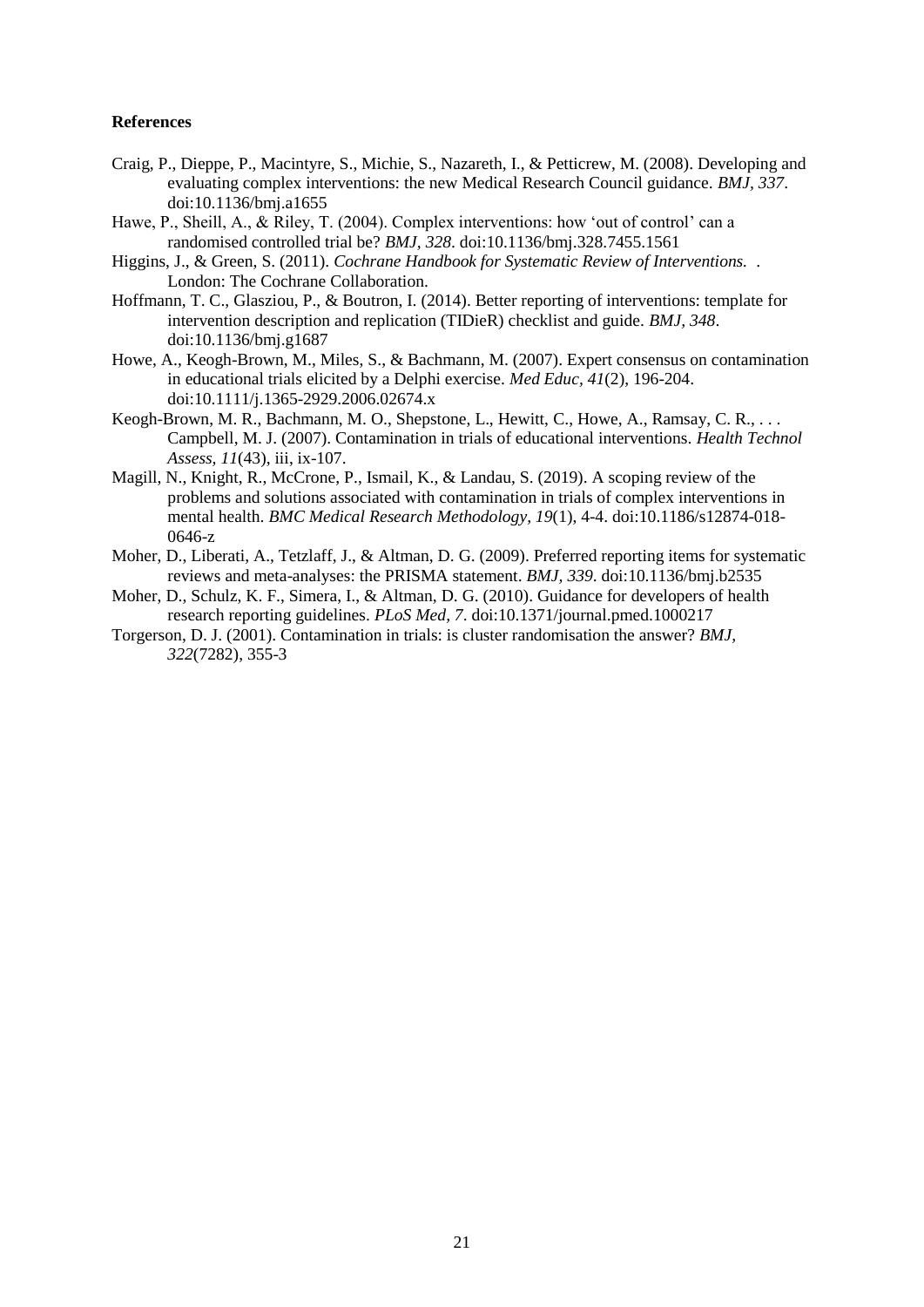**References**

Craig, P., Dieppe, P., Macintyre, S., Michie, S., Nazareth, I., & Petticrew, M. (2008). Developing and evaluating complex interventions: the new Medical Research Council guidance. *BMJ, 337*. doi:10.1136/bmj.a1655

Hawe, P., Sheill, A., & Riley, T. (2004). Complex interventions: how 'out of control' can a randomised controlled trial be? *BMJ, 328*. doi:10.1136/bmj.328.7455.1561

Higgins, J., & Green, S. (2011). *Cochrane Handbook for Systematic Review of Interventions.* . London: The Cochrane Collaboration.

Hoffmann, T. C., Glasziou, P., & Boutron, I. (2014). Better reporting of interventions: template for intervention description and replication (TIDieR) checklist and guide. *BMJ, 348*. doi:10.1136/bmj.g1687

Howe, A., Keogh-Brown, M., Miles, S., & Bachmann, M. (2007). Expert consensus on contamination in educational trials elicited by a Delphi exercise. *Med Educ, 41*(2), 196-204. doi:10.1111/j.1365-2929.2006.02674.x

Keogh-Brown, M. R., Bachmann, M. O., Shepstone, L., Hewitt, C., Howe, A., Ramsay, C. R., . . . Campbell, M. J. (2007). Contamination in trials of educational interventions. *Health Technol Assess, 11*(43), iii, ix-107.

Magill, N., Knight, R., McCrone, P., Ismail, K., & Landau, S. (2019). A scoping review of the problems and solutions associated with contamination in trials of complex interventions in mental health. *BMC Medical Research Methodology, 19*(1), 4-4. doi:10.1186/s12874-018-0646-z

Moher, D., Liberati, A., Tetzlaff, J., & Altman, D. G. (2009). Preferred reporting items for systematic reviews and meta-analyses: the PRISMA statement. *BMJ, 339*. doi:10.1136/bmj.b2535

Moher, D., Schulz, K. F., Simera, I., & Altman, D. G. (2010). Guidance for developers of health research reporting guidelines. *PLoS Med, 7*. doi:10.1371/journal.pmed.1000217

Torgerson, D. J. (2001). Contamination in trials: is cluster randomisation the answer? *BMJ, 322*(7282), 355-3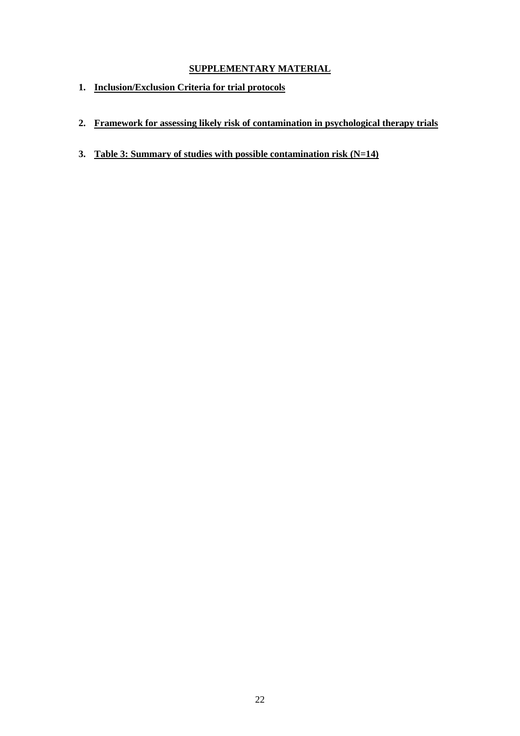# SUPPLEMENTARY MATERIAL

1. **Inclusion/Exclusion Criteria for trial protocols**

2. **Framework for assessing likely risk of contamination in psychological therapy trials**

3. **Table 3: Summary of studies with possible contamination risk (N=14)**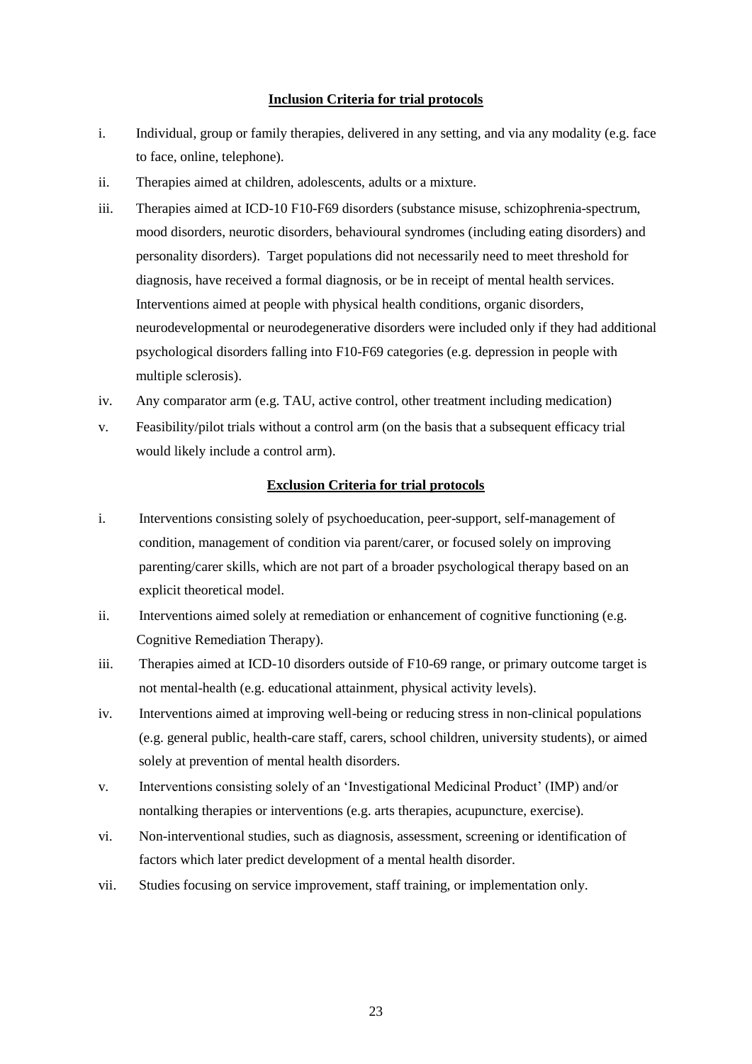**Inclusion Criteria for trial protocols**

i. Individual, group or family therapies, delivered in any setting, and via any modality (e.g. face to face, online, telephone).

ii. Therapies aimed at children, adolescents, adults or a mixture.

iii. Therapies aimed at ICD-10 F10-F69 disorders (substance misuse, schizophrenia-spectrum, mood disorders, neurotic disorders, behavioural syndromes (including eating disorders) and personality disorders). Target populations did not necessarily need to meet threshold for diagnosis, have received a formal diagnosis, or be in receipt of mental health services. Interventions aimed at people with physical health conditions, organic disorders, neurodevelopmental or neurodegenerative disorders were included only if they had additional psychological disorders falling into F10-F69 categories (e.g. depression in people with multiple sclerosis).

iv. Any comparator arm (e.g. TAU, active control, other treatment including medication)

v. Feasibility/pilot trials without a control arm (on the basis that a subsequent efficacy trial would likely include a control arm).

**Exclusion Criteria for trial protocols**

i. Interventions consisting solely of psychoeducation, peer-support, self-management of condition, management of condition via parent/carer, or focused solely on improving parenting/carer skills, which are not part of a broader psychological therapy based on an explicit theoretical model.

ii. Interventions aimed solely at remediation or enhancement of cognitive functioning (e.g. Cognitive Remediation Therapy).

iii. Therapies aimed at ICD-10 disorders outside of F10-69 range, or primary outcome target is not mental-health (e.g. educational attainment, physical activity levels).

iv. Interventions aimed at improving well-being or reducing stress in non-clinical populations (e.g. general public, health-care staff, carers, school children, university students), or aimed solely at prevention of mental health disorders.

v. Interventions consisting solely of an 'Investigational Medicinal Product' (IMP) and/or nontalking therapies or interventions (e.g. arts therapies, acupuncture, exercise).

vi. Non-interventional studies, such as diagnosis, assessment, screening or identification of factors which later predict development of a mental health disorder.

vii. Studies focusing on service improvement, staff training, or implementation only.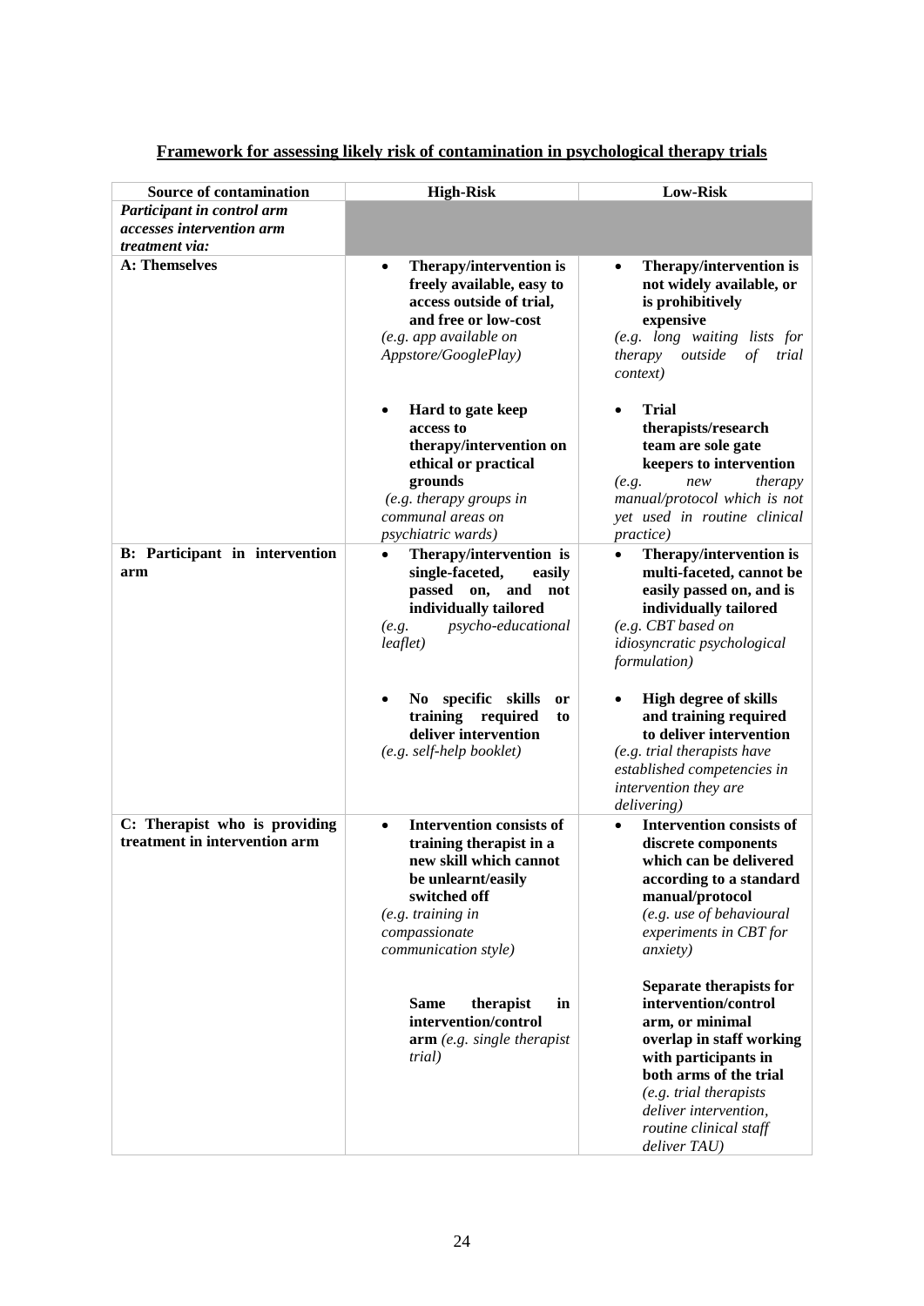**Framework for assessing likely risk of contamination in psychological therapy trials**

| Source of contamination | High-Risk | Low-Risk |
|---|---|---|
| ***Participant in control arm accesses intervention arm treatment via:*** | | |
| **A: Themselves** | • **Therapy/intervention is freely available, easy to access outside of trial, and free or low-cost** *(e.g. app available on Appstore/GooglePlay)*<br><br>• **Hard to gate keep access to therapy/intervention on ethical or practical grounds** *(e.g. therapy groups in communal areas on psychiatric wards)* | • **Therapy/intervention is not widely available, or is prohibitively expensive** *(e.g. long waiting lists for therapy outside of trial context)*<br><br>• **Trial therapists/research team are sole gate keepers to intervention** *(e.g. new therapy manual/protocol which is not yet used in routine clinical practice)* |
| **B: Participant in intervention arm** | • **Therapy/intervention is single-faceted, easily passed on, and not individually tailored** *(e.g. psycho-educational leaflet)*<br><br>• **No specific skills or training required to deliver intervention** *(e.g. self-help booklet)* | • **Therapy/intervention is multi-faceted, cannot be easily passed on, and is individually tailored** *(e.g. CBT based on idiosyncratic psychological formulation)*<br><br>• **High degree of skills and training required to deliver intervention** *(e.g. trial therapists have established competencies in intervention they are delivering)* |
| **C: Therapist who is providing treatment in intervention arm** | • **Intervention consists of training therapist in a new skill which cannot be unlearnt/easily switched off** *(e.g. training in compassionate communication style)*<br><br>**Same therapist in intervention/control arm** *(e.g. single therapist trial)* | • **Intervention consists of discrete components which can be delivered according to a standard manual/protocol** *(e.g. use of behavioural experiments in CBT for anxiety)*<br><br>**Separate therapists for intervention/control arm, or minimal overlap in staff working with participants in both arms of the trial** *(e.g. trial therapists deliver intervention, routine clinical staff deliver TAU)* |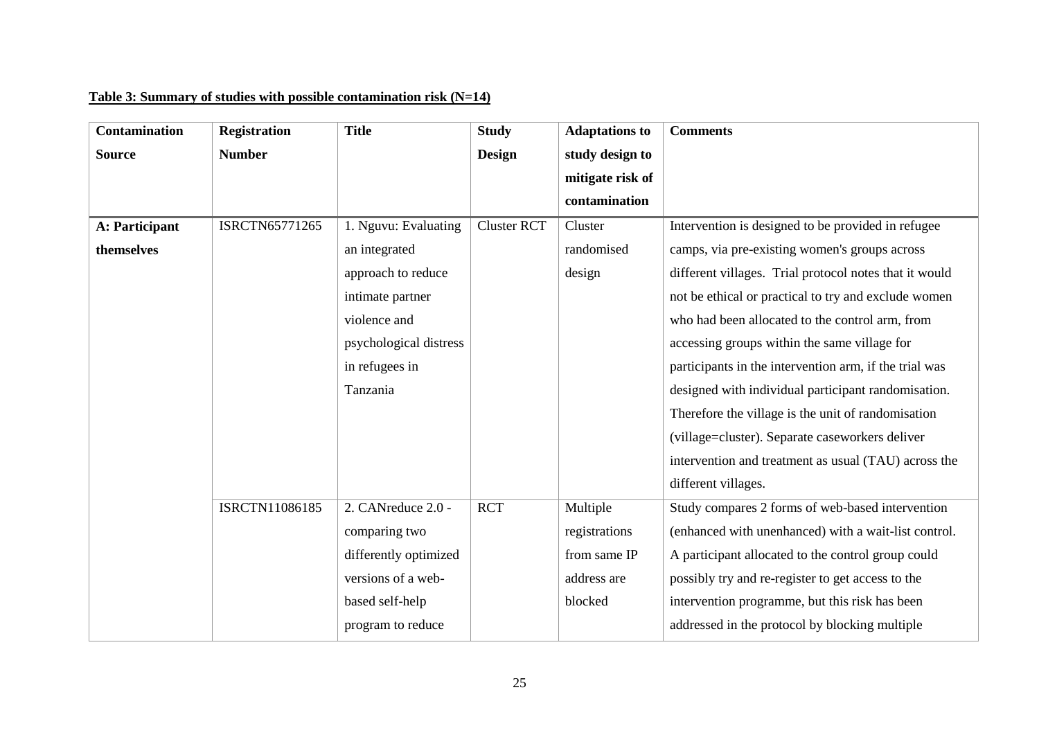**Table 3: Summary of studies with possible contamination risk (N=14)**

| Contamination Source | Registration Number | Title | Study Design | Adaptations to study design to mitigate risk of contamination | Comments |
|---|---|---|---|---|---|
| **A: Participant themselves** | ISRCTN65771265 | 1. Nguvu: Evaluating an integrated approach to reduce intimate partner violence and psychological distress in refugees in Tanzania | Cluster RCT | Cluster randomised design | Intervention is designed to be provided in refugee camps, via pre-existing women's groups across different villages. Trial protocol notes that it would not be ethical or practical to try and exclude women who had been allocated to the control arm, from accessing groups within the same village for participants in the intervention arm, if the trial was designed with individual participant randomisation. Therefore the village is the unit of randomisation (village=cluster). Separate caseworkers deliver intervention and treatment as usual (TAU) across the different villages. |
| | ISRCTN11086185 | 2. CANreduce 2.0 - comparing two differently optimized versions of a web-based self-help program to reduce | RCT | Multiple registrations from same IP address are blocked | Study compares 2 forms of web-based intervention (enhanced with unenhanced) with a wait-list control. A participant allocated to the control group could possibly try and re-register to get access to the intervention programme, but this risk has been addressed in the protocol by blocking multiple |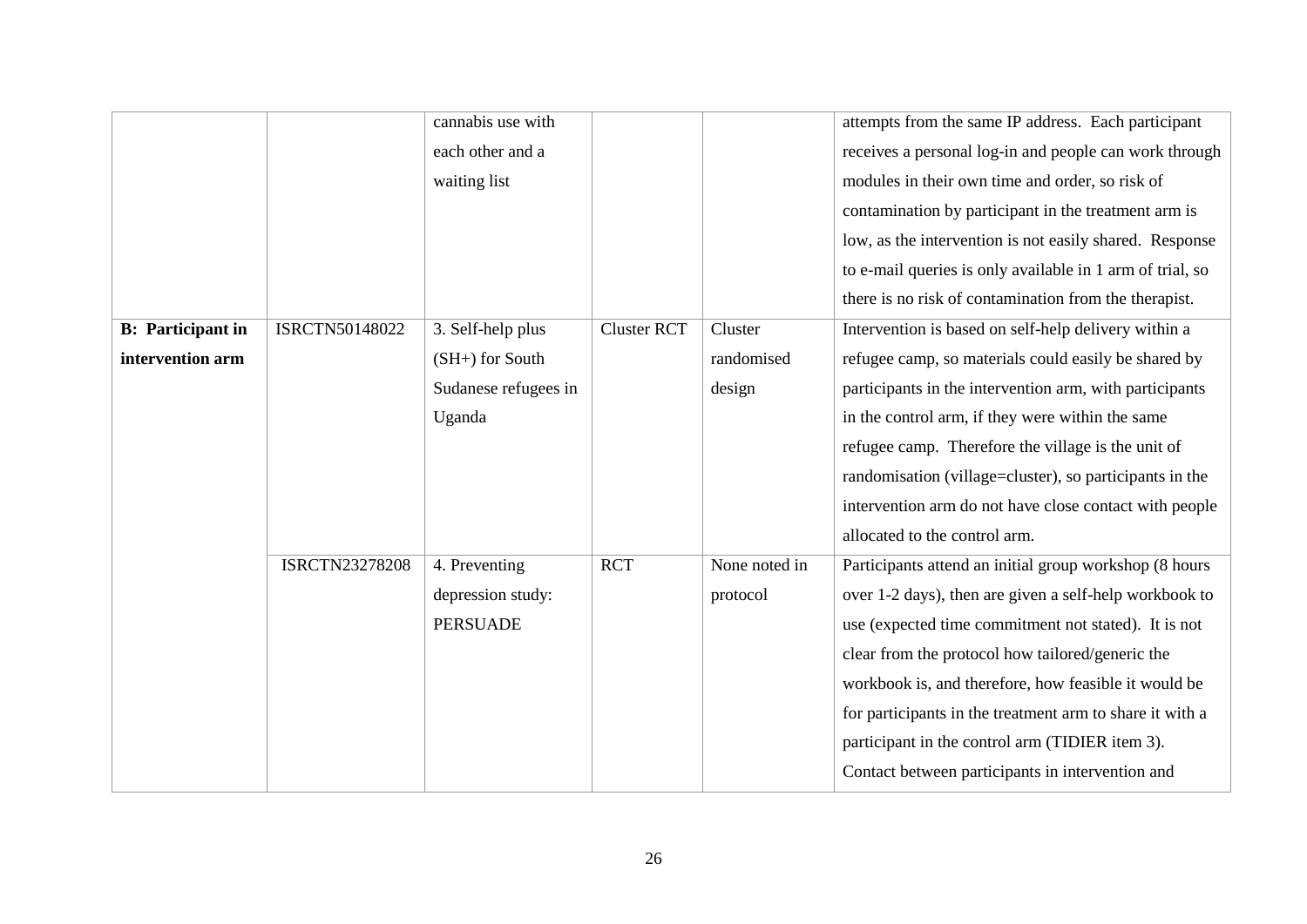| | | cannabis use with each other and a waiting list | | | attempts from the same IP address. Each participant receives a personal log-in and people can work through modules in their own time and order, so risk of contamination by participant in the treatment arm is low, as the intervention is not easily shared. Response to e-mail queries is only available in 1 arm of trial, so there is no risk of contamination from the therapist. |
|---|---|---|---|---|---|
| **B: Participant in intervention arm** | ISRCTN50148022 | 3. Self-help plus (SH+) for South Sudanese refugees in Uganda | Cluster RCT | Cluster randomised design | Intervention is based on self-help delivery within a refugee camp, so materials could easily be shared by participants in the intervention arm, with participants in the control arm, if they were within the same refugee camp. Therefore the village is the unit of randomisation (village=cluster), so participants in the intervention arm do not have close contact with people allocated to the control arm. |
| | ISRCTN23278208 | 4. Preventing depression study: PERSUADE | RCT | None noted in protocol | Participants attend an initial group workshop (8 hours over 1-2 days), then are given a self-help workbook to use (expected time commitment not stated). It is not clear from the protocol how tailored/generic the workbook is, and therefore, how feasible it would be for participants in the treatment arm to share it with a participant in the control arm (TIDIER item 3). Contact between participants in intervention and |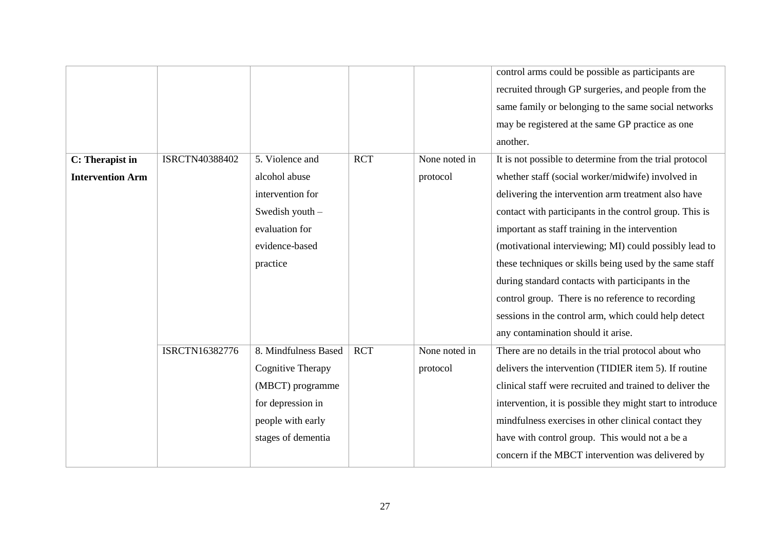| | | | | | control arms could be possible as participants are recruited through GP surgeries, and people from the same family or belonging to the same social networks may be registered at the same GP practice as one another. |
|---|---|---|---|---|---|
| **C: Therapist in Intervention Arm** | ISRCTN40388402 | 5. Violence and alcohol abuse intervention for Swedish youth – evaluation for evidence-based practice | RCT | None noted in protocol | It is not possible to determine from the trial protocol whether staff (social worker/midwife) involved in delivering the intervention arm treatment also have contact with participants in the control group. This is important as staff training in the intervention (motivational interviewing; MI) could possibly lead to these techniques or skills being used by the same staff during standard contacts with participants in the control group. There is no reference to recording sessions in the control arm, which could help detect any contamination should it arise. |
| | ISRCTN16382776 | 8. Mindfulness Based Cognitive Therapy (MBCT) programme for depression in people with early stages of dementia | RCT | None noted in protocol | There are no details in the trial protocol about who delivers the intervention (TIDIER item 5). If routine clinical staff were recruited and trained to deliver the intervention, it is possible they might start to introduce mindfulness exercises in other clinical contact they have with control group. This would not a be a concern if the MBCT intervention was delivered by |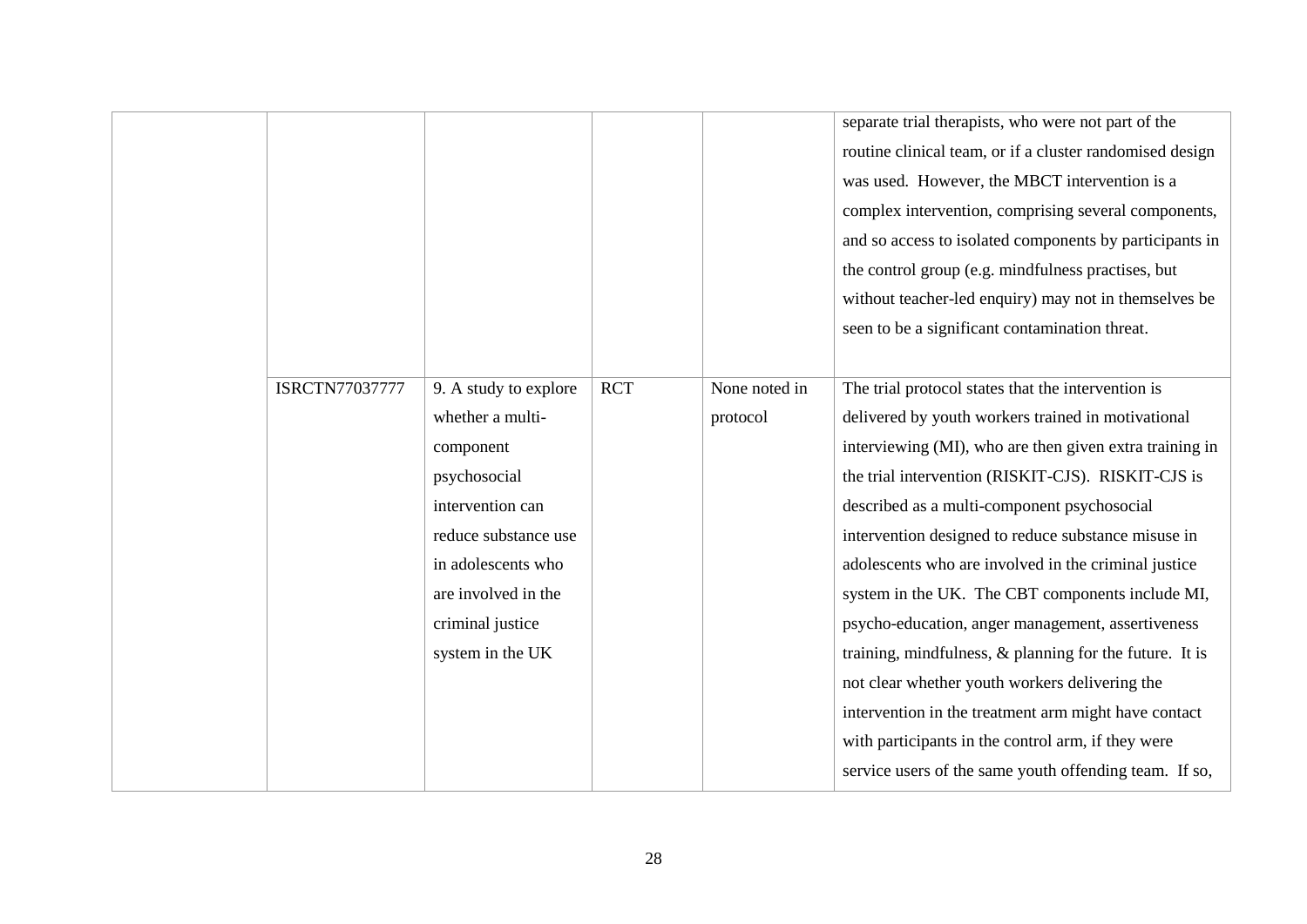| | | | | | |
|---|---|---|---|---|---|
| | | | | | separate trial therapists, who were not part of the routine clinical team, or if a cluster randomised design was used. However, the MBCT intervention is a complex intervention, comprising several components, and so access to isolated components by participants in the control group (e.g. mindfulness practises, but without teacher-led enquiry) may not in themselves be seen to be a significant contamination threat. |
| | ISRCTN77037777 | 9. A study to explore whether a multi-component psychosocial intervention can reduce substance use in adolescents who are involved in the criminal justice system in the UK | RCT | None noted in protocol | The trial protocol states that the intervention is delivered by youth workers trained in motivational interviewing (MI), who are then given extra training in the trial intervention (RISKIT-CJS). RISKIT-CJS is described as a multi-component psychosocial intervention designed to reduce substance misuse in adolescents who are involved in the criminal justice system in the UK. The CBT components include MI, psycho-education, anger management, assertiveness training, mindfulness, & planning for the future. It is not clear whether youth workers delivering the intervention in the treatment arm might have contact with participants in the control arm, if they were service users of the same youth offending team. If so, |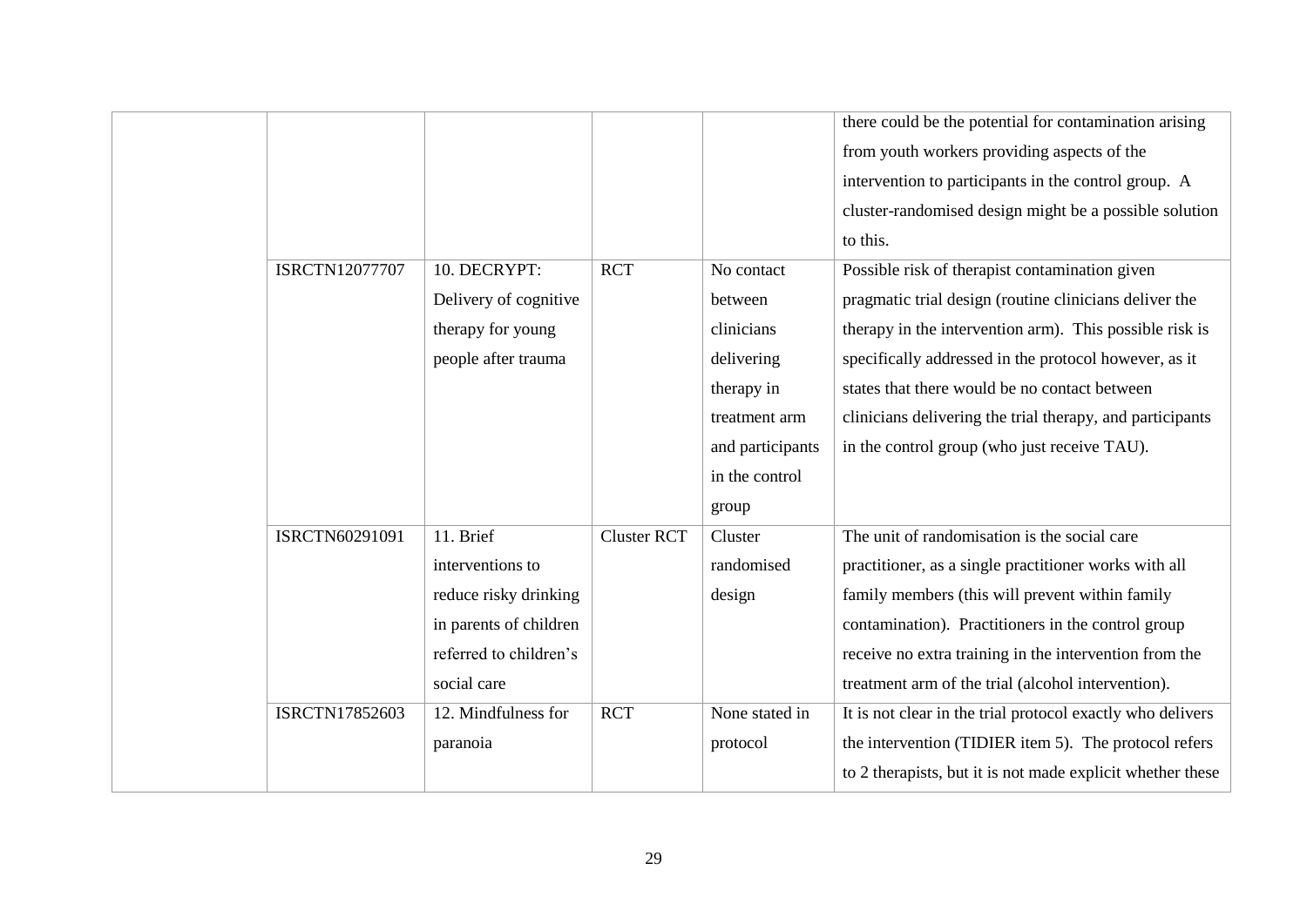| | | | | |
|---|---|---|---|---|
| | | | | there could be the potential for contamination arising from youth workers providing aspects of the intervention to participants in the control group. A cluster-randomised design might be a possible solution to this. |
| ISRCTN12077707 | 10. DECRYPT: Delivery of cognitive therapy for young people after trauma | RCT | No contact between clinicians delivering therapy in treatment arm and participants in the control group | Possible risk of therapist contamination given pragmatic trial design (routine clinicians deliver the therapy in the intervention arm). This possible risk is specifically addressed in the protocol however, as it states that there would be no contact between clinicians delivering the trial therapy, and participants in the control group (who just receive TAU). |
| ISRCTN60291091 | 11. Brief interventions to reduce risky drinking in parents of children referred to children's social care | Cluster RCT | Cluster randomised design | The unit of randomisation is the social care practitioner, as a single practitioner works with all family members (this will prevent within family contamination). Practitioners in the control group receive no extra training in the intervention from the treatment arm of the trial (alcohol intervention). |
| ISRCTN17852603 | 12. Mindfulness for paranoia | RCT | None stated in protocol | It is not clear in the trial protocol exactly who delivers the intervention (TIDIER item 5). The protocol refers to 2 therapists, but it is not made explicit whether these |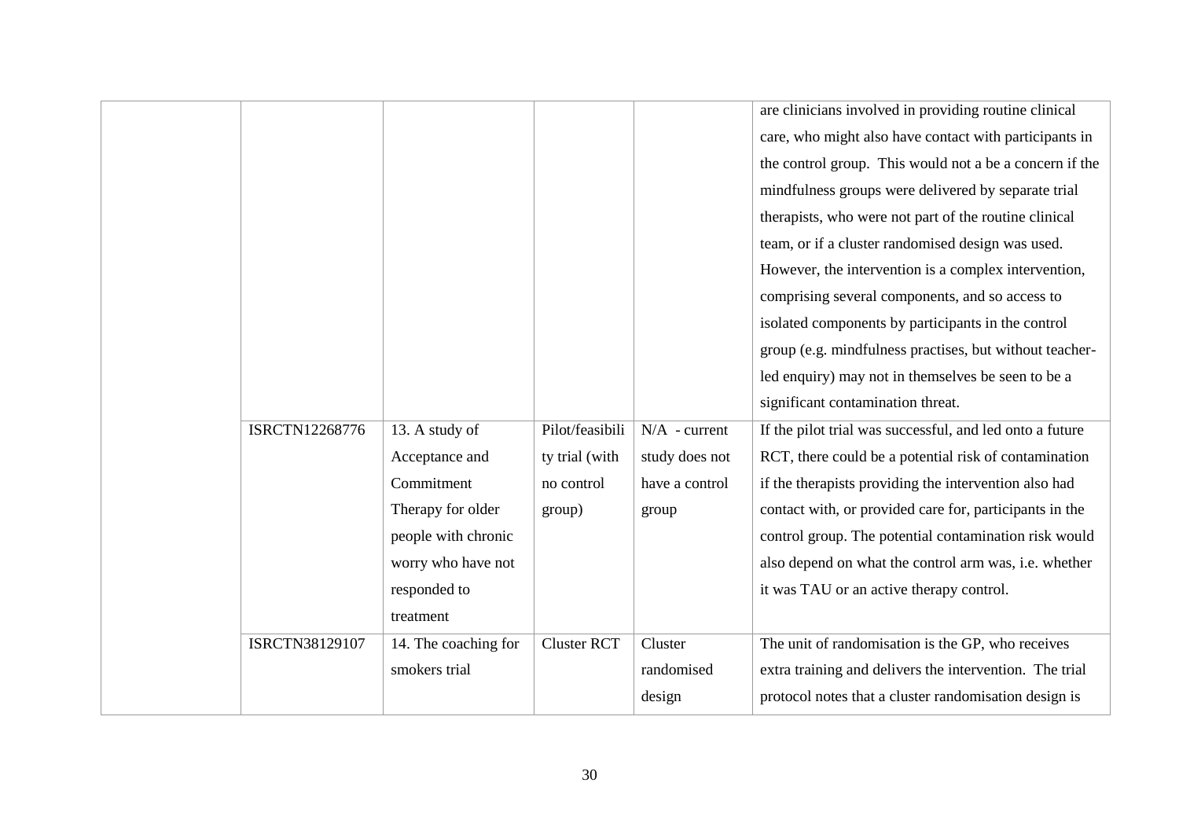|  |  |  |  |  | are clinicians involved in providing routine clinical care, who might also have contact with participants in the control group. This would not a be a concern if the mindfulness groups were delivered by separate trial therapists, who were not part of the routine clinical team, or if a cluster randomised design was used. However, the intervention is a complex intervention, comprising several components, and so access to isolated components by participants in the control group (e.g. mindfulness practises, but without teacher-led enquiry) may not in themselves be seen to be a significant contamination threat. |
|---|---|---|---|---|---|
|  | ISRCTN12268776 | 13. A study of Acceptance and Commitment Therapy for older people with chronic worry who have not responded to treatment | Pilot/feasibility trial (with no control group) | N/A - current study does not have a control group | If the pilot trial was successful, and led onto a future RCT, there could be a potential risk of contamination if the therapists providing the intervention also had contact with, or provided care for, participants in the control group. The potential contamination risk would also depend on what the control arm was, i.e. whether it was TAU or an active therapy control. |
|  | ISRCTN38129107 | 14. The coaching for smokers trial | Cluster RCT | Cluster randomised design | The unit of randomisation is the GP, who receives extra training and delivers the intervention. The trial protocol notes that a cluster randomisation design is |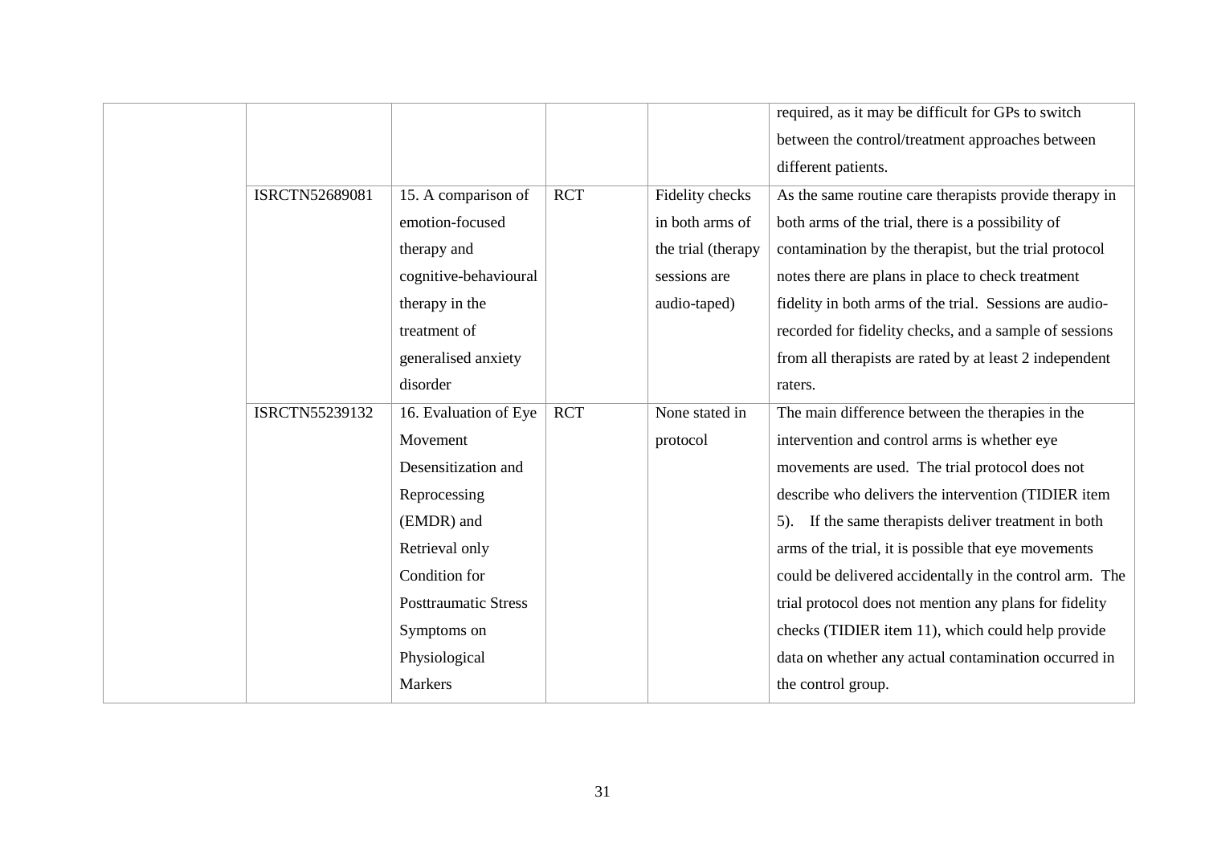| | | | | | |
|---|---|---|---|---|---|
| | | | | | required, as it may be difficult for GPs to switch between the control/treatment approaches between different patients. |
| | ISRCTN52689081 | 15. A comparison of emotion-focused therapy and cognitive-behavioural therapy in the treatment of generalised anxiety disorder | RCT | Fidelity checks in both arms of the trial (therapy sessions are audio-taped) | As the same routine care therapists provide therapy in both arms of the trial, there is a possibility of contamination by the therapist, but the trial protocol notes there are plans in place to check treatment fidelity in both arms of the trial. Sessions are audio-recorded for fidelity checks, and a sample of sessions from all therapists are rated by at least 2 independent raters. |
| | ISRCTN55239132 | 16. Evaluation of Eye Movement Desensitization and Reprocessing (EMDR) and Retrieval only Condition for Posttraumatic Stress Symptoms on Physiological Markers | RCT | None stated in protocol | The main difference between the therapies in the intervention and control arms is whether eye movements are used. The trial protocol does not describe who delivers the intervention (TIDIER item 5). If the same therapists deliver treatment in both arms of the trial, it is possible that eye movements could be delivered accidentally in the control arm. The trial protocol does not mention any plans for fidelity checks (TIDIER item 11), which could help provide data on whether any actual contamination occurred in the control group. |